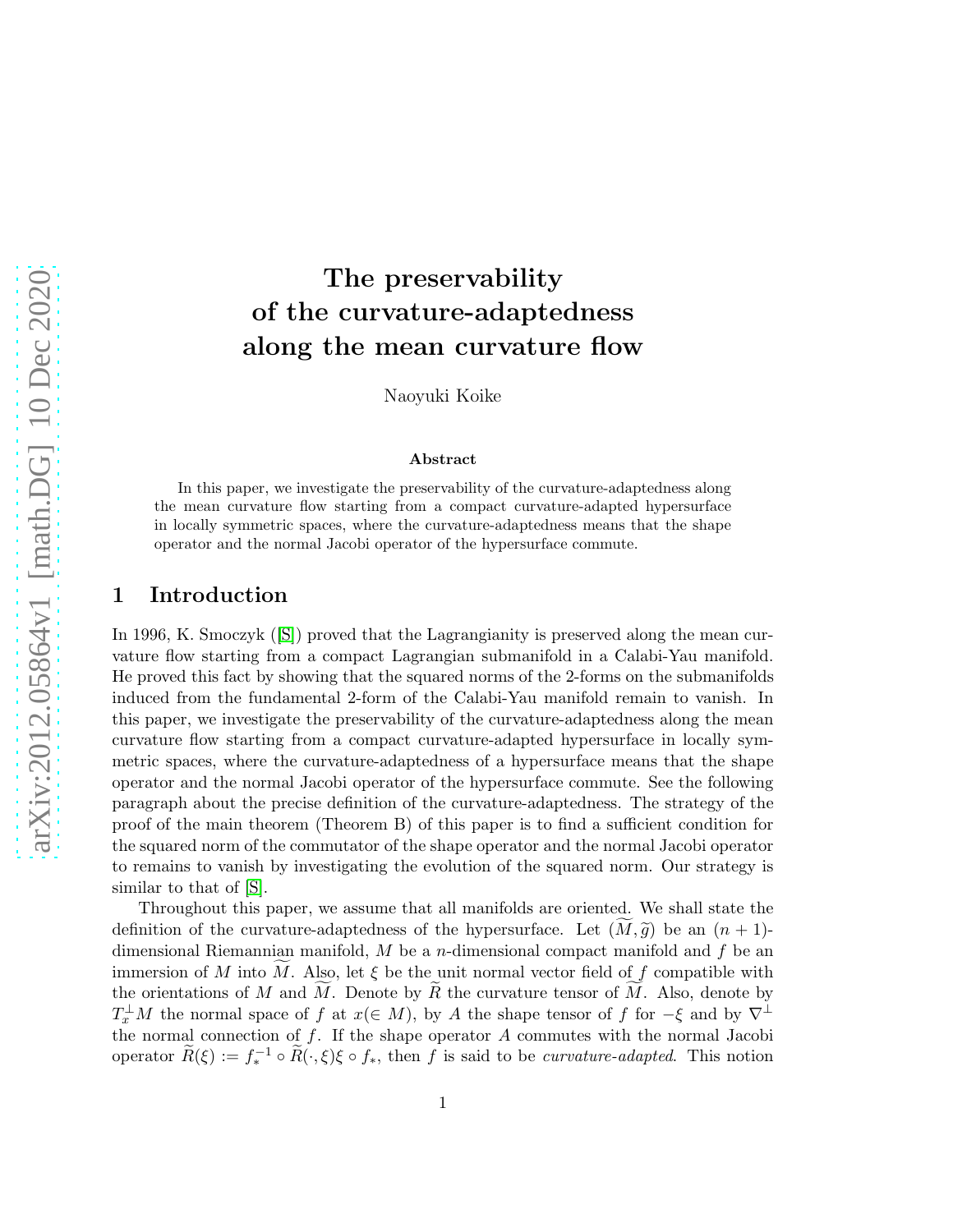# The preservability of the curvature-adaptedness along the mean curvature flow

Naoyuki Koike

### Abstract

In this paper, we investigate the preservability of the curvature-adaptedness along the mean curvature flow starting from a compact curvature-adapted hypersurface in locally symmetric spaces, where the curvature-adaptedness means that the shape operator and the normal Jacobi operator of the hypersurface commute.

## 1 Introduction

In 1996, K. Smoczyk ([S]) proved that the Lagrangianity is preserved along the mean curvature flow starting from a compact Lagrangian submanifold in a Calabi-Yau manifold. He proved this fact by showing that the squared norms of the 2-forms on the submanifolds induced from the fundamental 2-form of the Calabi-Yau manifold remain to vanish. In this paper, we investigate the preservability of the curvature-adaptedness along the mean curvature flow starting from a compact curvature-adapted hypersurface in locally symmetric spaces, where the curvature-adaptedness of a hypersurface means that the shape operator and the normal Jacobi operator of the hypersurface commute. See the following paragraph about the precise definition of the curvature-adaptedness. The strategy of the proof of the main theorem (Theorem B) of this paper is to find a sufficient condition for the squared norm of the commutator of the shape operator and the normal Jacobi operator to remains to vanish by investigating the evolution of the squared norm. Our strategy is similar to that of [S].

Throughout this paper, we assume that all manifolds are oriented. We shall state the definition of the curvature-adaptedness of the hypersurface. Let $(\widetilde{M}, \widetilde{g})$ be an $(n+1)$-dimensional Riemannian manifold, $M$ be a $n$-dimensional compact manifold and $f$ be an immersion of $M$ into $\widetilde{M}$. Also, let $\xi$ be the unit normal vector field of $f$ compatible with the orientations of $M$ and $\widetilde{M}$. Denote by $\widetilde{R}$ the curvature tensor of $\widetilde{M}$. Also, denote by $T_x^{\perp}M$ the normal space of $f$ at $x(\in M)$, by $A$ the shape tensor of $f$ for $-\xi$ and by $\nabla^{\perp}$ the normal connection of $f$. If the shape operator $A$ commutes with the normal Jacobi operator $\widetilde{R}(\xi) := f_*^{-1} \circ \widetilde{R}(\cdot, \xi)\xi \circ f_*$, then $f$ is said to be *curvature-adapted*. This notion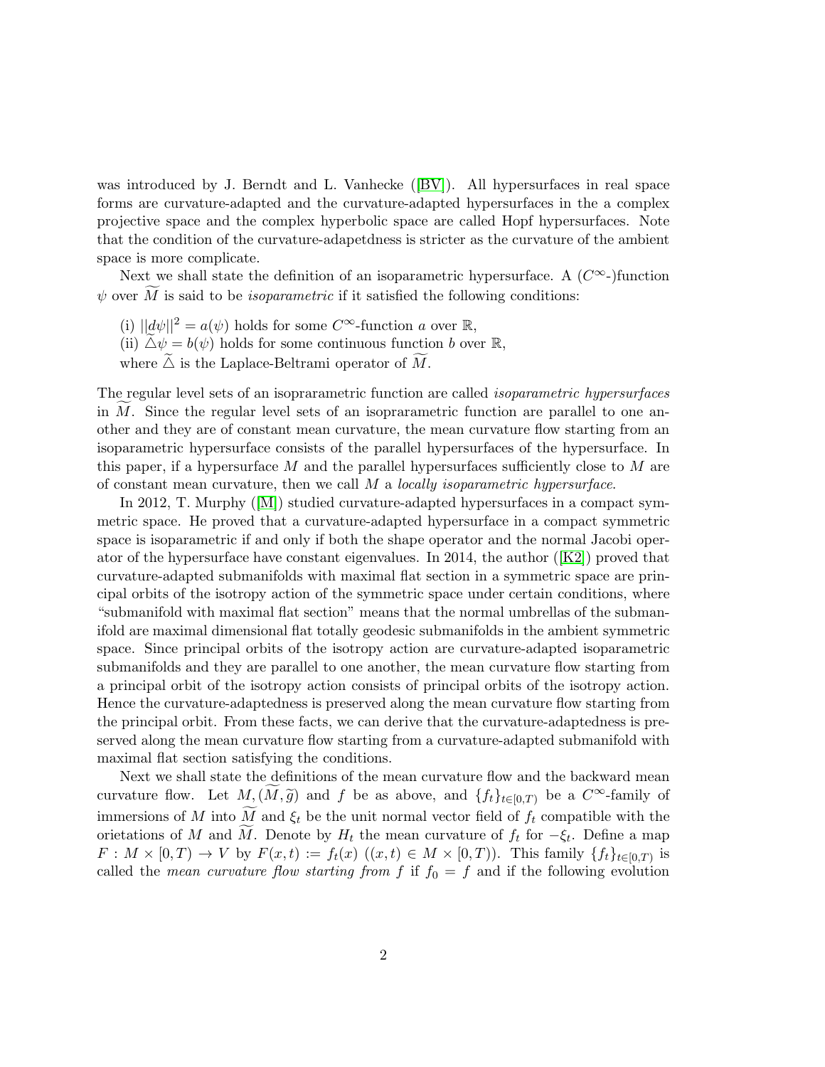was introduced by J. Berndt and L. Vanhecke ([BV]). All hypersurfaces in real space forms are curvature-adapted and the curvature-adapted hypersurfaces in the a complex projective space and the complex hyperbolic space are called Hopf hypersurfaces. Note that the condition of the curvature-adapetdness is stricter as the curvature of the ambient space is more complicate.

Next we shall state the definition of an isoparametric hypersurface. A ($C^\infty$-)function $\psi$ over $\widetilde{M}$ is said to be *isoparametric* if it satisfied the following conditions:

(i) $||d\psi||^2 = a(\psi)$ holds for some $C^\infty$-function $a$ over $\mathbb{R}$,
(ii) $\widetilde{\triangle}\psi = b(\psi)$ holds for some continuous function $b$ over $\mathbb{R}$,
where $\widetilde{\triangle}$ is the Laplace-Beltrami operator of $\widetilde{M}$.

The regular level sets of an isoprarametric function are called *isoparametric hypersurfaces* in $\widetilde{M}$. Since the regular level sets of an isoprarametric function are parallel to one another and they are of constant mean curvature, the mean curvature flow starting from an isoparametric hypersurface consists of the parallel hypersurfaces of the hypersurface. In this paper, if a hypersurface $M$ and the parallel hypersurfaces sufficiently close to $M$ are of constant mean curvature, then we call $M$ a *locally isoparametric hypersurface*.

In 2012, T. Murphy ([M]) studied curvature-adapted hypersurfaces in a compact symmetric space. He proved that a curvature-adapted hypersurface in a compact symmetric space is isoparametric if and only if both the shape operator and the normal Jacobi operator of the hypersurface have constant eigenvalues. In 2014, the author ([K2]) proved that curvature-adapted submanifolds with maximal flat section in a symmetric space are principal orbits of the isotropy action of the symmetric space under certain conditions, where "submanifold with maximal flat section" means that the normal umbrellas of the submanifold are maximal dimensional flat totally geodesic submanifolds in the ambient symmetric space. Since principal orbits of the isotropy action are curvature-adapted isoparametric submanifolds and they are parallel to one another, the mean curvature flow starting from a principal orbit of the isotropy action consists of principal orbits of the isotropy action. Hence the curvature-adaptedness is preserved along the mean curvature flow starting from the principal orbit. From these facts, we can derive that the curvature-adaptedness is preserved along the mean curvature flow starting from a curvature-adapted submanifold with maximal flat section satisfying the conditions.

Next we shall state the definitions of the mean curvature flow and the backward mean curvature flow. Let $M, (\widetilde{M}, \widetilde{g})$ and $f$ be as above, and $\{f_t\}_{t\in[0,T)}$ be a $C^\infty$-family of immersions of $M$ into $\widetilde{M}$ and $\xi_t$ be the unit normal vector field of $f_t$ compatible with the orietations of $M$ and $\widetilde{M}$. Denote by $H_t$ the mean curvature of $f_t$ for $-\xi_t$. Define a map $F : M \times [0,T) \to V$ by $F(x,t) := f_t(x)$ ($(x,t) \in M \times [0,T)$). This family $\{f_t\}_{t\in[0,T)}$ is called the *mean curvature flow starting from* $f$ if $f_0 = f$ and if the following evolution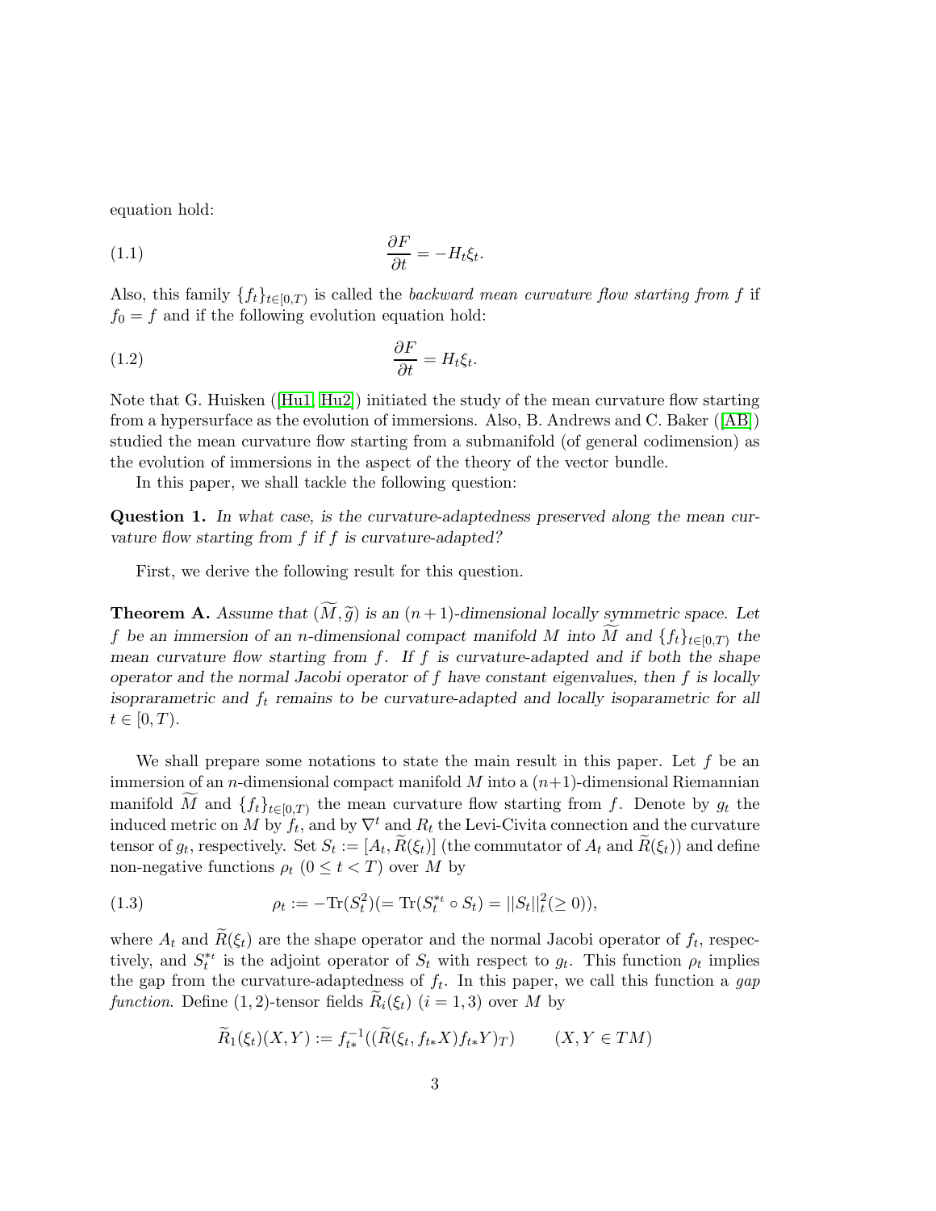equation hold:

$$\frac{\partial F}{\partial t} = -H_t \xi_t. \tag{1.1}$$

Also, this family $\{f_t\}_{t\in[0,T)}$ is called the *backward mean curvature flow starting from* $f$ if $f_0 = f$ and if the following evolution equation hold:

$$\frac{\partial F}{\partial t} = H_t \xi_t. \tag{1.2}$$

Note that G. Huisken ([Hu1, Hu2]) initiated the study of the mean curvature flow starting from a hypersurface as the evolution of immersions. Also, B. Andrews and C. Baker ([AB]) studied the mean curvature flow starting from a submanifold (of general codimension) as the evolution of immersions in the aspect of the theory of the vector bundle.

In this paper, we shall tackle the following question:

**Question 1.** *In what case, is the curvature-adaptedness preserved along the mean curvature flow starting from $f$ if $f$ is curvature-adapted?*

First, we derive the following result for this question.

**Theorem A.** *Assume that $(\widetilde{M}, \widetilde{g})$ is an $(n+1)$-dimensional locally symmetric space. Let $f$ be an immersion of an $n$-dimensional compact manifold $M$ into $\widetilde{M}$ and $\{f_t\}_{t\in[0,T)}$ the mean curvature flow starting from $f$. If $f$ is curvature-adapted and if both the shape operator and the normal Jacobi operator of $f$ have constant eigenvalues, then $f$ is locally isoprarametric and $f_t$ remains to be curvature-adapted and locally isoparametric for all $t \in [0, T)$.*

We shall prepare some notations to state the main result in this paper. Let $f$ be an immersion of an $n$-dimensional compact manifold $M$ into a $(n+1)$-dimensional Riemannian manifold $\widetilde{M}$ and $\{f_t\}_{t\in[0,T)}$ the mean curvature flow starting from $f$. Denote by $g_t$ the induced metric on $M$ by $f_t$, and by $\nabla^t$ and $R_t$ the Levi-Civita connection and the curvature tensor of $g_t$, respectively. Set $S_t := [A_t, \widetilde{R}(\xi_t)]$ (the commutator of $A_t$ and $\widetilde{R}(\xi_t)$) and define non-negative functions $\rho_t$ $(0 \le t < T)$ over $M$ by

$$\rho_t := -\mathrm{Tr}(S_t^2) (= \mathrm{Tr}(S_t^{*_t} \circ S_t) = ||S_t||_t^2 (\ge 0)), \tag{1.3}$$

where $A_t$ and $\widetilde{R}(\xi_t)$ are the shape operator and the normal Jacobi operator of $f_t$, respectively, and $S_t^{*_t}$ is the adjoint operator of $S_t$ with respect to $g_t$. This function $\rho_t$ implies the gap from the curvature-adaptedness of $f_t$. In this paper, we call this function a *gap function*. Define $(1,2)$-tensor fields $\widetilde{R}_i(\xi_t)$ $(i = 1, 3)$ over $M$ by

$$\widetilde{R}_1(\xi_t)(X, Y) := f_{t*}^{-1}((\widetilde{R}(\xi_t, f_{t*}X)f_{t*}Y)_T) \qquad (X, Y \in TM)$$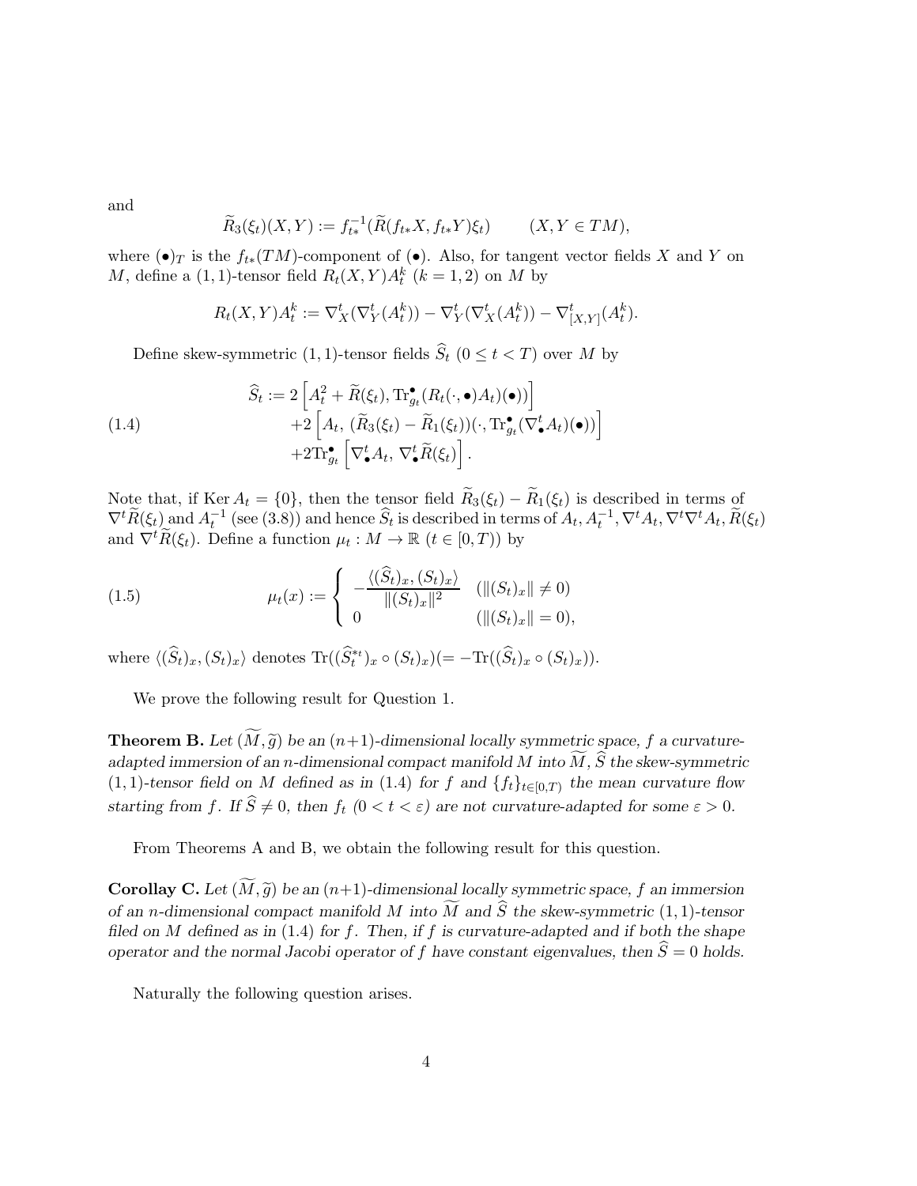and

$$\widetilde{R}_3(\xi_t)(X,Y) := f_{t*}^{-1}(\widetilde{R}(f_{t*}X, f_{t*}Y)\xi_t) \qquad (X, Y \in TM),$$

where $(\bullet)_T$ is the $f_{t*}(TM)$-component of $(\bullet)$. Also, for tangent vector fields $X$ and $Y$ on $M$, define a $(1,1)$-tensor field $R_t(X,Y)A_t^k$ $(k=1,2)$ on $M$ by

$$R_t(X,Y)A_t^k := \nabla^t_X(\nabla^t_Y(A_t^k)) - \nabla^t_Y(\nabla^t_X(A_t^k)) - \nabla^t_{[X,Y]}(A_t^k).$$

Define skew-symmetric $(1,1)$-tensor fields $\widehat{S}_t$ $(0 \leq t < T)$ over $M$ by

$$\begin{aligned}
\widehat{S}_t :=\ & 2\left[A_t^2 + \widetilde{R}(\xi_t), \mathrm{Tr}^{\bullet}_{g_t}(R_t(\cdot,\bullet)A_t)(\bullet))\right] \\
& +2\left[A_t,\ (\widetilde{R}_3(\xi_t) - \widetilde{R}_1(\xi_t))(\cdot, \mathrm{Tr}^{\bullet}_{g_t}(\nabla^t_{\bullet}A_t)(\bullet))\right] \\
& +2\mathrm{Tr}^{\bullet}_{g_t}\left[\nabla^t_{\bullet}A_t,\ \nabla^t_{\bullet}\widetilde{R}(\xi_t)\right].
\end{aligned} \tag{1.4}$$

Note that, if $\mathrm{Ker}\,A_t = \{0\}$, then the tensor field $\widetilde{R}_3(\xi_t) - \widetilde{R}_1(\xi_t)$ is described in terms of $\nabla^t\widetilde{R}(\xi_t)$ and $A_t^{-1}$ (see (3.8)) and hence $\widehat{S}_t$ is described in terms of $A_t, A_t^{-1}, \nabla^t A_t, \nabla^t\nabla^t A_t, \widetilde{R}(\xi_t)$ and $\nabla^t\widetilde{R}(\xi_t)$. Define a function $\mu_t : M \to \mathbb{R}$ $(t \in [0,T))$ by

$$\mu_t(x) := \begin{cases} -\dfrac{\langle(\widehat{S}_t)_x, (S_t)_x\rangle}{\|(S_t)_x\|^2} & (\|(S_t)_x\| \neq 0) \\ 0 & (\|(S_t)_x\| = 0), \end{cases} \tag{1.5}$$

where $\langle(\widehat{S}_t)_x, (S_t)_x\rangle$ denotes $\mathrm{Tr}((\widehat{S}_t^{*_t})_x \circ (S_t)_x)(= -\mathrm{Tr}((\widehat{S}_t)_x \circ (S_t)_x))$.

We prove the following result for Question 1.

**Theorem B.** *Let $(\widetilde{M}, \widetilde{g})$ be an $(n+1)$-dimensional locally symmetric space, $f$ a curvature-adapted immersion of an $n$-dimensional compact manifold $M$ into $\widetilde{M}$, $\widehat{S}$ the skew-symmetric $(1,1)$-tensor field on $M$ defined as in (1.4) for $f$ and $\{f_t\}_{t\in[0,T)}$ the mean curvature flow starting from $f$. If $\widehat{S} \neq 0$, then $f_t$ $(0 < t < \varepsilon)$ are not curvature-adapted for some $\varepsilon > 0$.*

From Theorems A and B, we obtain the following result for this question.

**Corollay C.** *Let $(\widetilde{M}, \widetilde{g})$ be an $(n+1)$-dimensional locally symmetric space, $f$ an immersion of an $n$-dimensional compact manifold $M$ into $\widetilde{M}$ and $\widehat{S}$ the skew-symmetric $(1,1)$-tensor filed on $M$ defined as in (1.4) for $f$. Then, if $f$ is curvature-adapted and if both the shape operator and the normal Jacobi operator of $f$ have constant eigenvalues, then $\widehat{S} = 0$ holds.*

Naturally the following question arises.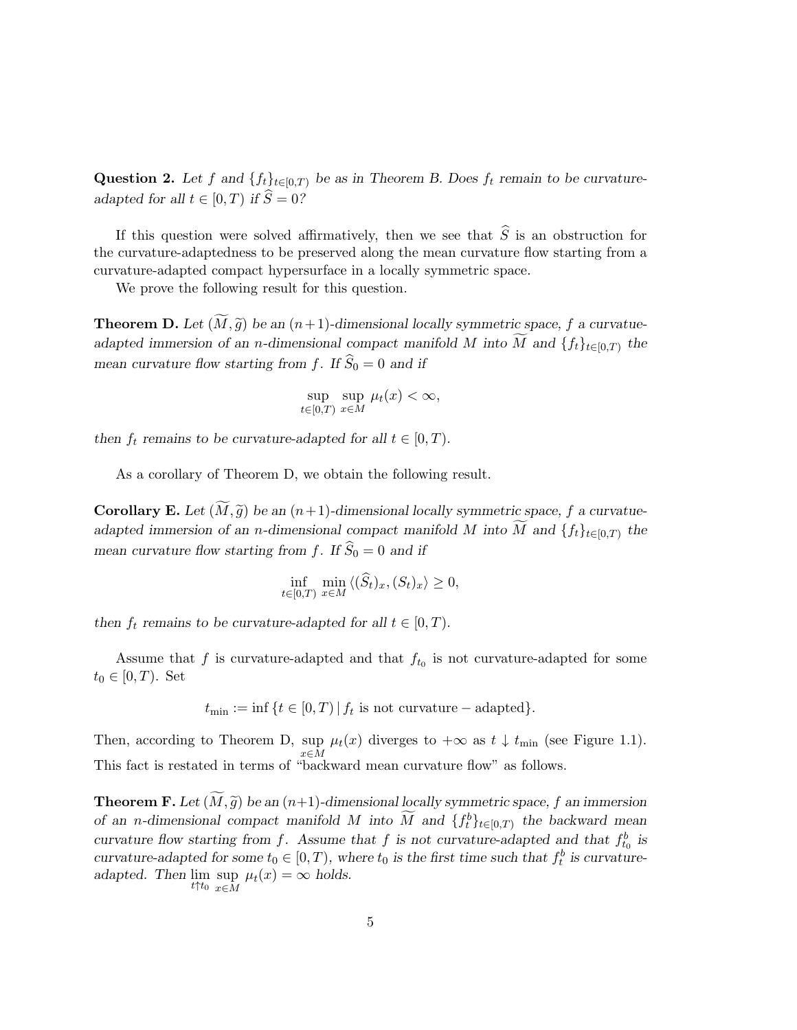**Question 2.** *Let $f$ and $\{f_t\}_{t\in[0,T)}$ be as in Theorem B. Does $f_t$ remain to be curvature-adapted for all $t \in [0,T)$ if $\widehat{S} = 0$?*

If this question were solved affirmatively, then we see that $\widehat{S}$ is an obstruction for the curvature-adaptedness to be preserved along the mean curvature flow starting from a curvature-adapted compact hypersurface in a locally symmetric space.

We prove the following result for this question.

**Theorem D.** *Let $(\widetilde{M}, \widetilde{g})$ be an $(n+1)$-dimensional locally symmetric space, $f$ a curvatue-adapted immersion of an $n$-dimensional compact manifold $M$ into $\widetilde{M}$ and $\{f_t\}_{t\in[0,T)}$ the mean curvature flow starting from $f$. If $\widehat{S}_0 = 0$ and if*

$$\sup_{t\in[0,T)} \sup_{x\in M} \mu_t(x) < \infty,$$

*then $f_t$ remains to be curvature-adapted for all $t \in [0,T)$.*

As a corollary of Theorem D, we obtain the following result.

**Corollary E.** *Let $(\widetilde{M}, \widetilde{g})$ be an $(n+1)$-dimensional locally symmetric space, $f$ a curvatue-adapted immersion of an $n$-dimensional compact manifold $M$ into $\widetilde{M}$ and $\{f_t\}_{t\in[0,T)}$ the mean curvature flow starting from $f$. If $\widehat{S}_0 = 0$ and if*

$$\inf_{t\in[0,T)} \min_{x\in M} \langle (\widehat{S}_t)_x, (S_t)_x \rangle \geq 0,$$

*then $f_t$ remains to be curvature-adapted for all $t \in [0,T)$.*

Assume that $f$ is curvature-adapted and that $f_{t_0}$ is not curvature-adapted for some $t_0 \in [0,T)$. Set

$$t_{\min} := \inf\{t \in [0,T) \,|\, f_t \text{ is not curvature} - \text{adapted}\}.$$

Then, according to Theorem D, $\sup_{x\in M} \mu_t(x)$ diverges to $+\infty$ as $t \downarrow t_{\min}$ (see Figure 1.1). This fact is restated in terms of "backward mean curvature flow" as follows.

**Theorem F.** *Let $(\widetilde{M}, \widetilde{g})$ be an $(n+1)$-dimensional locally symmetric space, $f$ an immersion of an $n$-dimensional compact manifold $M$ into $\widetilde{M}$ and $\{f^b_t\}_{t\in[0,T)}$ the backward mean curvature flow starting from $f$. Assume that $f$ is not curvature-adapted and that $f^b_{t_0}$ is curvature-adapted for some $t_0 \in [0,T)$, where $t_0$ is the first time such that $f^b_t$ is curvature-adapted. Then $\lim_{t\uparrow t_0} \sup_{x\in M} \mu_t(x) = \infty$ holds.*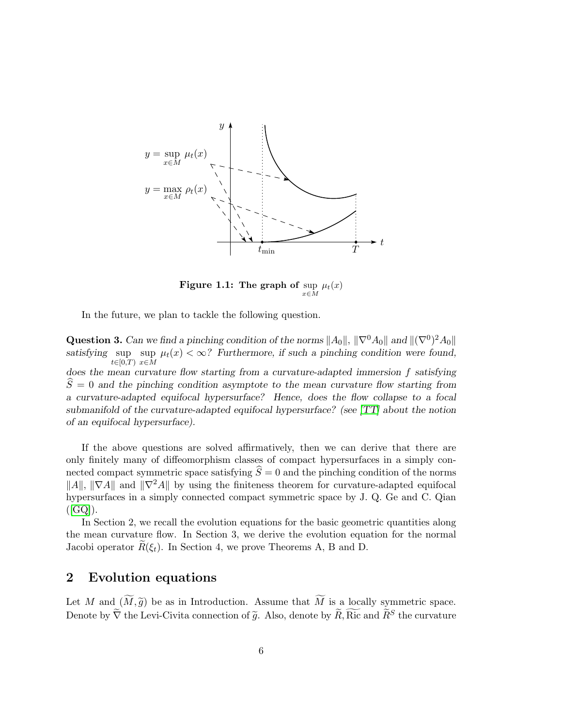**Figure 1.1: The graph of $\sup_{x\in M}\mu_t(x)$**

In the future, we plan to tackle the following question.

**Question 3.** *Can we find a pinching condition of the norms $\|A_0\|$, $\|\nabla^0 A_0\|$ and $\|(\nabla^0)^2 A_0\|$ satisfying $\sup_{t\in[0,T)}\sup_{x\in M}\mu_t(x)<\infty$? Furthermore, if such a pinching condition were found, does the mean curvature flow starting from a curvature-adapted immersion $f$ satisfying $\widehat{S}=0$ and the pinching condition asymptote to the mean curvature flow starting from a curvature-adapted equifocal hypersurface? Hence, does the flow collapse to a focal submanifold of the curvature-adapted equifocal hypersurface? (see [TT] about the notion of an equifocal hypersurface).*

If the above questions are solved affirmatively, then we can derive that there are only finitely many of diffeomorphism classes of compact hypersurfaces in a simply connected compact symmetric space satisfying $\widehat{S}=0$ and the pinching condition of the norms $\|A\|$, $\|\nabla A\|$ and $\|\nabla^2 A\|$ by using the finiteness theorem for curvature-adapted equifocal hypersurfaces in a simply connected compact symmetric space by J. Q. Ge and C. Qian ([GQ]).

In Section 2, we recall the evolution equations for the basic geometric quantities along the mean curvature flow. In Section 3, we derive the evolution equation for the normal Jacobi operator $\widetilde{R}(\xi_t)$. In Section 4, we prove Theorems A, B and D.

## 2 Evolution equations

Let $M$ and $(\widetilde{M},\widetilde{g})$ be as in Introduction. Assume that $\widetilde{M}$ is a locally symmetric space. Denote by $\widetilde{\nabla}$ the Levi-Civita connection of $\widetilde{g}$. Also, denote by $\widetilde{R},\widetilde{\mathrm{Ric}}$ and $\widetilde{R}^S$ the curvature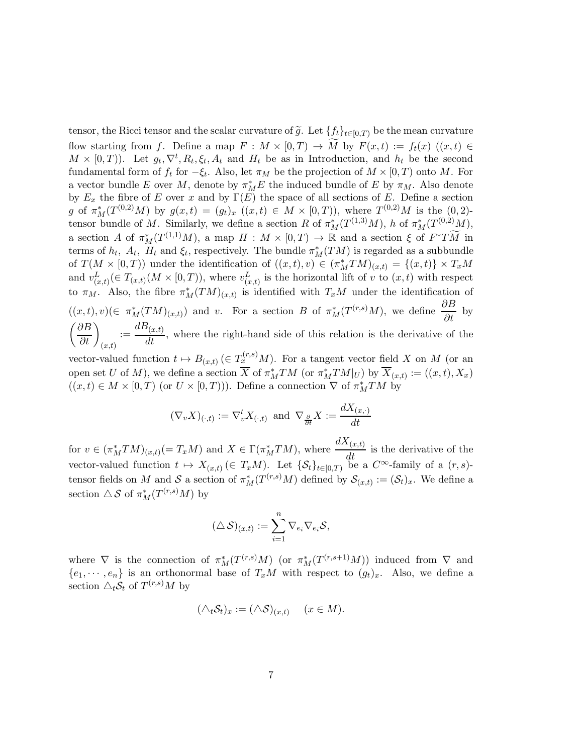tensor, the Ricci tensor and the scalar curvature of $\widetilde{g}$. Let $\{f_t\}_{t\in[0,T)}$ be the mean curvature flow starting from $f$. Define a map $F : M \times [0,T) \to \widetilde{M}$ by $F(x,t) := f_t(x)$ ($(x,t) \in M \times [0,T)$). Let $g_t, \nabla^t, R_t, \xi_t, A_t$ and $H_t$ be as in Introduction, and $h_t$ be the second fundamental form of $f_t$ for $-\xi_t$. Also, let $\pi_M$ be the projection of $M \times [0,T)$ onto $M$. For a vector bundle $E$ over $M$, denote by $\pi_M^* E$ the induced bundle of $E$ by $\pi_M$. Also denote by $E_x$ the fibre of $E$ over $x$ and by $\Gamma(E)$ the space of all sections of $E$. Define a section $g$ of $\pi_M^*(T^{(0,2)}M)$ by $g(x,t) = (g_t)_x$ ($(x,t) \in M \times [0,T)$), where $T^{(0,2)}M$ is the $(0,2)$-tensor bundle of $M$. Similarly, we define a section $R$ of $\pi_M^*(T^{(1,3)}M)$, $h$ of $\pi_M^*(T^{(0,2)}M)$, a section $A$ of $\pi_M^*(T^{(1,1)}M)$, a map $H : M \times [0,T) \to \mathbb{R}$ and a section $\xi$ of $F^*T\widetilde{M}$ in terms of $h_t$, $A_t$, $H_t$ and $\xi_t$, respectively. The bundle $\pi_M^*(TM)$ is regarded as a subbundle of $T(M \times [0,T))$ under the identification of $((x,t),v) \in (\pi_M^*TM)_{(x,t)} = \{(x,t)\} \times T_xM$ and $v^L_{(x,t)} (\in T_{(x,t)}(M \times [0,T))$, where $v^L_{(x,t)}$ is the horizontal lift of $v$ to $(x,t)$ with respect to $\pi_M$. Also, the fibre $\pi_M^*(TM)_{(x,t)}$ is identified with $T_xM$ under the identification of $((x,t),v) (\in \pi_M^*(TM)_{(x,t)})$ and $v$. For a section $B$ of $\pi_M^*(T^{(r,s)}M)$, we define $\dfrac{\partial B}{\partial t}$ by $\left(\dfrac{\partial B}{\partial t}\right)_{(x,t)} := \dfrac{dB_{(x,t)}}{dt}$, where the right-hand side of this relation is the derivative of the vector-valued function $t \mapsto B_{(x,t)}\,(\in T_x^{(r,s)}M)$. For a tangent vector field $X$ on $M$ (or an open set $U$ of $M$), we define a section $\overline{X}$ of $\pi_M^*TM$ (or $\pi_M^*TM|_U$) by $\overline{X}_{(x,t)} := ((x,t), X_x)$ ($(x,t) \in M \times [0,T)$ (or $U \times [0,T)$)). Define a connection $\nabla$ of $\pi_M^*TM$ by

$$(\nabla_v X)_{(\cdot,t)} := \nabla^t_v X_{(\cdot,t)} \text{ and } \nabla_{\frac{\partial}{\partial t}} X := \frac{dX_{(x,\cdot)}}{dt}$$

for $v \in (\pi_M^*TM)_{(x,t)} (= T_xM)$ and $X \in \Gamma(\pi_M^*TM)$, where $\dfrac{dX_{(x,t)}}{dt}$ is the derivative of the vector-valued function $t \mapsto X_{(x,t)}\,(\in T_xM)$. Let $\{\mathcal{S}_t\}_{t\in[0,T)}$ be a $C^\infty$-family of a $(r,s)$-tensor fields on $M$ and $\mathcal{S}$ a section of $\pi_M^*(T^{(r,s)}M)$ defined by $\mathcal{S}_{(x,t)} := (\mathcal{S}_t)_x$. We define a section $\triangle\,\mathcal{S}$ of $\pi_M^*(T^{(r,s)}M)$ by

$$(\triangle\,\mathcal{S})_{(x,t)} := \sum_{i=1}^{n} \nabla_{e_i}\nabla_{e_i}\mathcal{S},$$

where $\nabla$ is the connection of $\pi_M^*(T^{(r,s)}M)$ (or $\pi_M^*(T^{(r,s+1)}M)$) induced from $\nabla$ and $\{e_1, \cdots, e_n\}$ is an orthonormal base of $T_xM$ with respect to $(g_t)_x$. Also, we define a section $\triangle_t\mathcal{S}_t$ of $T^{(r,s)}M$ by

$$(\triangle_t\mathcal{S}_t)_x := (\triangle\mathcal{S})_{(x,t)} \quad (x \in M).$$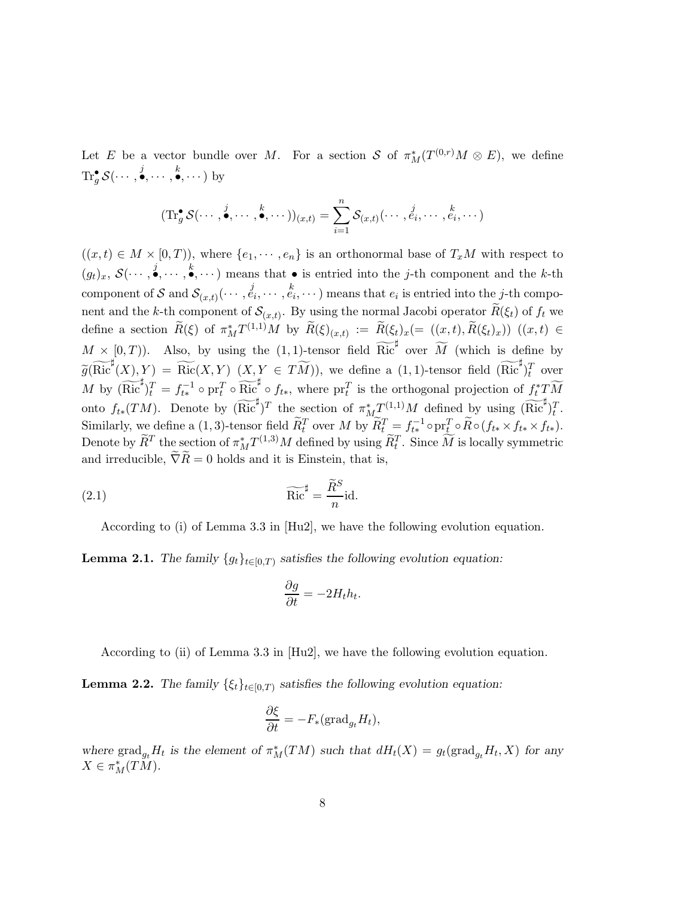Let $E$ be a vector bundle over $M$. For a section $\mathcal{S}$ of $\pi_M^*(T^{(0,r)}M\otimes E)$, we define $\mathrm{Tr}_g^{\bullet}\mathcal{S}(\cdots,\overset{j}{\bullet},\cdots,\overset{k}{\bullet},\cdots)$ by

$$(\mathrm{Tr}_g^{\bullet}\mathcal{S}(\cdots,\overset{j}{\bullet},\cdots,\overset{k}{\bullet},\cdots))_{(x,t)}=\sum_{i=1}^n\mathcal{S}_{(x,t)}(\cdots,\overset{j}{e_i},\cdots,\overset{k}{e_i},\cdots)$$

($(x,t)\in M\times[0,T)$), where $\{e_1,\cdots,e_n\}$ is an orthonormal base of $T_xM$ with respect to $(g_t)_x$, $\mathcal{S}(\cdots,\overset{j}{\bullet},\cdots,\overset{k}{\bullet},\cdots)$ means that $\bullet$ is entried into the $j$-th component and the $k$-th component of $\mathcal{S}$ and $\mathcal{S}_{(x,t)}(\cdots,\overset{j}{e_i},\cdots,\overset{k}{e_i},\cdots)$ means that $e_i$ is entried into the $j$-th component and the $k$-th component of $\mathcal{S}_{(x,t)}$. By using the normal Jacobi operator $\widetilde{R}(\xi_t)$ of $f_t$ we define a section $\widetilde{R}(\xi)$ of $\pi_M^*T^{(1,1)}M$ by $\widetilde{R}(\xi)_{(x,t)}:=\widetilde{R}(\xi_t)_x(=((x,t),\widetilde{R}(\xi_t)_x))$ ($(x,t)\in M\times[0,T)$). Also, by using the $(1,1)$-tensor field $\widetilde{\mathrm{Ric}}^{\sharp}$ over $\widetilde{M}$ (which is define by $\widetilde{g}(\widetilde{\mathrm{Ric}}^{\sharp}(X),Y)=\widetilde{\mathrm{Ric}}(X,Y)$ ($X,Y\in T\widetilde{M}$)), we define a $(1,1)$-tensor field $(\widetilde{\mathrm{Ric}}^{\sharp})_t^T$ over $M$ by $(\widetilde{\mathrm{Ric}}^{\sharp})_t^T=f_{t*}^{-1}\circ\mathrm{pr}_t^T\circ\widetilde{\mathrm{Ric}}^{\sharp}\circ f_{t*}$, where $\mathrm{pr}_t^T$ is the orthogonal projection of $f_t^*T\widetilde{M}$ onto $f_{t*}(TM)$. Denote by $(\widetilde{\mathrm{Ric}}^{\sharp})^T$ the section of $\pi_M^*T^{(1,1)}M$ defined by using $(\widetilde{\mathrm{Ric}}^{\sharp})_t^T$. Similarly, we define a $(1,3)$-tensor field $\widetilde{R}_t^T$ over $M$ by $\widetilde{R}_t^T=f_{t*}^{-1}\circ\mathrm{pr}_t^T\circ\widetilde{R}\circ(f_{t*}\times f_{t*}\times f_{t*})$. Denote by $\widetilde{R}^T$ the section of $\pi_M^*T^{(1,3)}M$ defined by using $\widetilde{R}_t^T$. Since $\widetilde{M}$ is locally symmetric and irreducible, $\widetilde{\nabla}\widetilde{R}=0$ holds and it is Einstein, that is,

$$\widetilde{\mathrm{Ric}}^{\sharp}=\frac{\widetilde{R}^S}{n}\mathrm{id}. \tag{2.1}$$

According to (i) of Lemma 3.3 in [Hu2], we have the following evolution equation.

**Lemma 2.1.** *The family $\{g_t\}_{t\in[0,T)}$ satisfies the following evolution equation:*

$$\frac{\partial g}{\partial t}=-2H_th_t.$$

According to (ii) of Lemma 3.3 in [Hu2], we have the following evolution equation.

**Lemma 2.2.** *The family $\{\xi_t\}_{t\in[0,T)}$ satisfies the following evolution equation:*

$$\frac{\partial\xi}{\partial t}=-F_*(\mathrm{grad}_{g_t}H_t),$$

*where $\mathrm{grad}_{g_t}H_t$ is the element of $\pi_M^*(TM)$ such that $dH_t(X)=g_t(\mathrm{grad}_{g_t}H_t,X)$ for any $X\in\pi_M^*(TM)$.*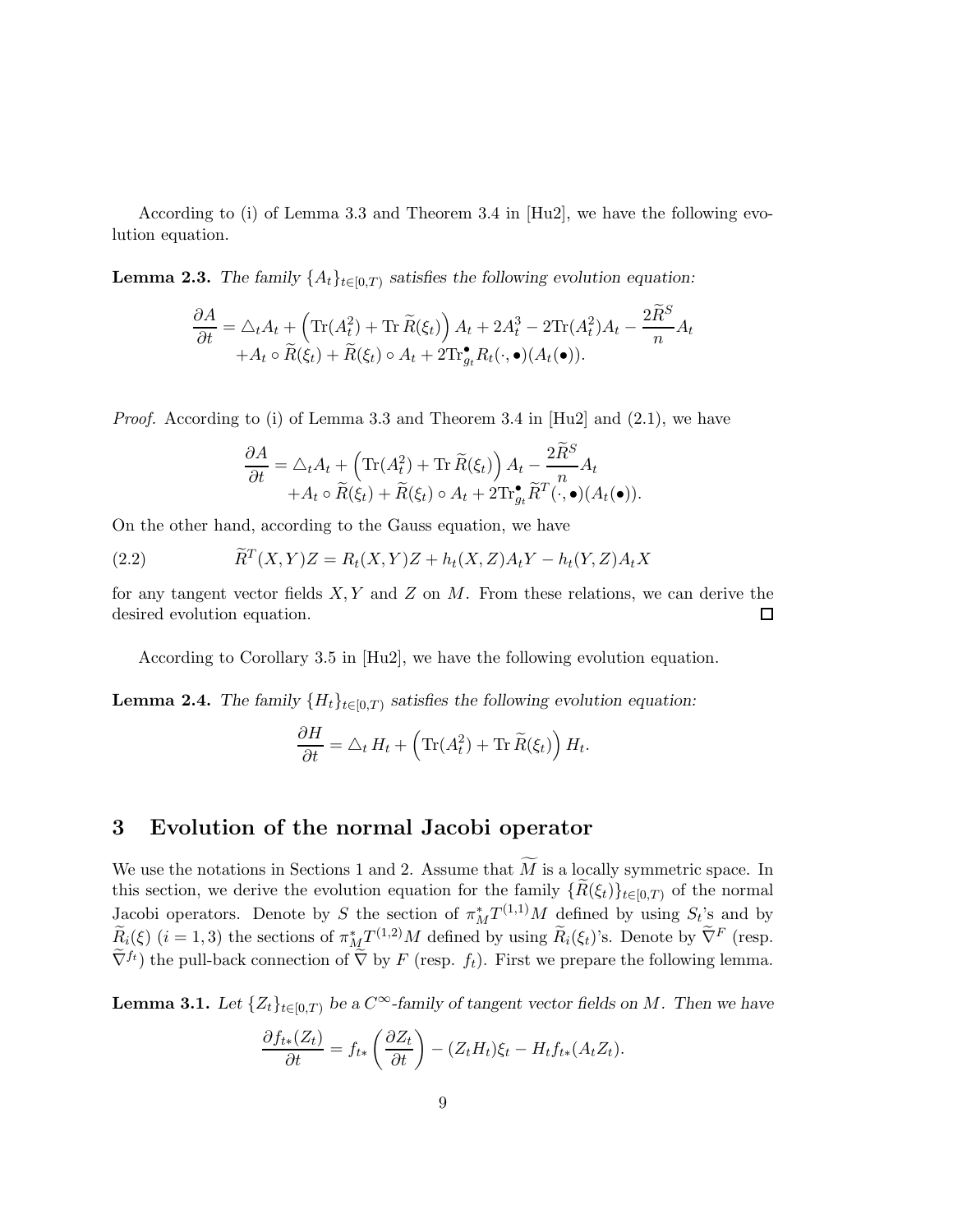According to (i) of Lemma 3.3 and Theorem 3.4 in [Hu2], we have the following evolution equation.

**Lemma 2.3.** *The family $\{A_t\}_{t\in[0,T)}$ satisfies the following evolution equation:*

$$
\begin{aligned}
\frac{\partial A}{\partial t} = \triangle_t A_t + \left(\mathrm{Tr}(A_t^2) + \mathrm{Tr}\,\widetilde{R}(\xi_t)\right) A_t + 2A_t^3 - 2\mathrm{Tr}(A_t^2)A_t - \frac{2\widetilde{R}^S}{n}A_t \\
+ A_t \circ \widetilde{R}(\xi_t) + \widetilde{R}(\xi_t) \circ A_t + 2\mathrm{Tr}^{\bullet}_{g_t} R_t(\cdot, \bullet)(A_t(\bullet)).
\end{aligned}
$$

*Proof.* According to (i) of Lemma 3.3 and Theorem 3.4 in [Hu2] and (2.1), we have

$$
\begin{aligned}
\frac{\partial A}{\partial t} = \triangle_t A_t + \left(\mathrm{Tr}(A_t^2) + \mathrm{Tr}\,\widetilde{R}(\xi_t)\right) A_t - \frac{2\widetilde{R}^S}{n}A_t \\
+ A_t \circ \widetilde{R}(\xi_t) + \widetilde{R}(\xi_t) \circ A_t + 2\mathrm{Tr}^{\bullet}_{g_t} \widetilde{R}^T(\cdot, \bullet)(A_t(\bullet)).
\end{aligned}
$$

On the other hand, according to the Gauss equation, we have

$$
\widetilde{R}^T(X,Y)Z = R_t(X,Y)Z + h_t(X,Z)A_tY - h_t(Y,Z)A_tX \tag{2.2}
$$

for any tangent vector fields $X, Y$ and $Z$ on $M$. From these relations, we can derive the desired evolution equation. $\square$

According to Corollary 3.5 in [Hu2], we have the following evolution equation.

**Lemma 2.4.** *The family $\{H_t\}_{t\in[0,T)}$ satisfies the following evolution equation:*

$$
\frac{\partial H}{\partial t} = \triangle_t H_t + \left(\mathrm{Tr}(A_t^2) + \mathrm{Tr}\,\widetilde{R}(\xi_t)\right) H_t.
$$

## 3 Evolution of the normal Jacobi operator

We use the notations in Sections 1 and 2. Assume that $\widetilde{M}$ is a locally symmetric space. In this section, we derive the evolution equation for the family $\{\widetilde{R}(\xi_t)\}_{t\in[0,T)}$ of the normal Jacobi operators. Denote by $S$ the section of $\pi_M^* T^{(1,1)}M$ defined by using $S_t$'s and by $\widetilde{R}_i(\xi)$ $(i = 1, 3)$ the sections of $\pi_M^* T^{(1,2)}M$ defined by using $\widetilde{R}_i(\xi_t)$'s. Denote by $\widetilde{\nabla}^F$ (resp. $\widetilde{\nabla}^{f_t}$) the pull-back connection of $\widetilde{\nabla}$ by $F$ (resp. $f_t$). First we prepare the following lemma.

**Lemma 3.1.** *Let $\{Z_t\}_{t\in[0,T)}$ be a $C^\infty$-family of tangent vector fields on $M$. Then we have*

$$
\frac{\partial f_{t*}(Z_t)}{\partial t} = f_{t*}\left(\frac{\partial Z_t}{\partial t}\right) - (Z_t H_t)\xi_t - H_t f_{t*}(A_t Z_t).
$$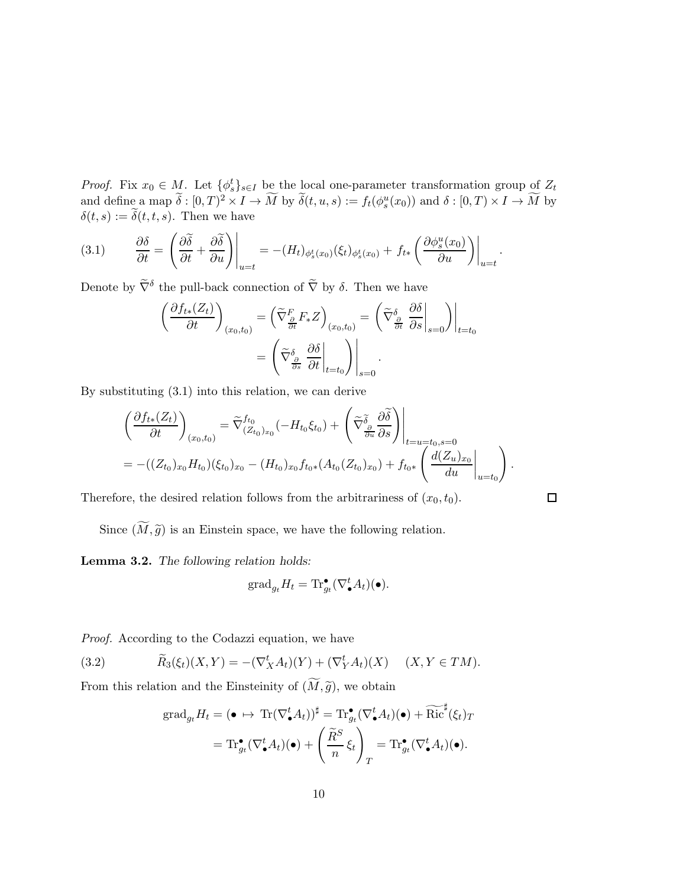*Proof.* Fix $x_0 \in M$. Let $\{\phi^t_s\}_{s\in I}$ be the local one-parameter transformation group of $Z_t$ and define a map $\widetilde{\delta} : [0,T)^2 \times I \to \widetilde{M}$ by $\widetilde{\delta}(t,u,s) := f_t(\phi^u_s(x_0))$ and $\delta : [0,T) \times I \to \widetilde{M}$ by $\delta(t,s) := \widetilde{\delta}(t,t,s)$. Then we have

$$
\frac{\partial \delta}{\partial t} = \left.\left(\frac{\partial \widetilde{\delta}}{\partial t} + \frac{\partial \widetilde{\delta}}{\partial u}\right)\right|_{u=t} = -(H_t)_{\phi^t_s(x_0)}(\xi_t)_{\phi^t_s(x_0)} + f_{t*}\left.\left(\frac{\partial \phi^u_s(x_0)}{\partial u}\right)\right|_{u=t}. \tag{3.1}
$$

Denote by $\widetilde{\nabla}^\delta$ the pull-back connection of $\widetilde{\nabla}$ by $\delta$. Then we have

$$
\begin{aligned}
\left(\frac{\partial f_{t*}(Z_t)}{\partial t}\right)_{(x_0,t_0)} &= \left(\widetilde{\nabla}^F_{\frac{\partial}{\partial t}} F_* Z\right)_{(x_0,t_0)} = \left.\left(\widetilde{\nabla}^\delta_{\frac{\partial}{\partial t}} \left.\frac{\partial \delta}{\partial s}\right|_{s=0}\right)\right|_{t=t_0} \\
&= \left.\left(\widetilde{\nabla}^\delta_{\frac{\partial}{\partial s}} \left.\frac{\partial \delta}{\partial t}\right|_{t=t_0}\right)\right|_{s=0}.
\end{aligned}
$$

By substituting (3.1) into this relation, we can derive

$$
\begin{aligned}
&\left(\frac{\partial f_{t*}(Z_t)}{\partial t}\right)_{(x_0,t_0)} = \widetilde{\nabla}^{f_{t_0}}_{(Z_{t_0})_{x_0}}(-H_{t_0}\xi_{t_0}) + \left.\left(\widetilde{\nabla}^{\widetilde{\delta}}_{\frac{\partial}{\partial u}} \frac{\partial \widetilde{\delta}}{\partial s}\right)\right|_{t=u=t_0,s=0} \\
&= -((Z_{t_0})_{x_0}H_{t_0})(\xi_{t_0})_{x_0} - (H_{t_0})_{x_0} f_{t_0*}(A_{t_0}(Z_{t_0})_{x_0}) + f_{t_0*}\left(\left.\frac{d(Z_u)_{x_0}}{du}\right|_{u=t_0}\right).
\end{aligned}
$$

Therefore, the desired relation follows from the arbitrariness of $(x_0,t_0)$. $\square$

Since $(\widetilde{M},\widetilde{g})$ is an Einstein space, we have the following relation.

**Lemma 3.2.** *The following relation holds:*

$$
\mathrm{grad}_{g_t} H_t = \mathrm{Tr}^\bullet_{g_t}(\nabla^t_\bullet A_t)(\bullet).
$$

*Proof.* According to the Codazzi equation, we have

$$
\widetilde{R}_3(\xi_t)(X,Y) = -(\nabla^t_X A_t)(Y) + (\nabla^t_Y A_t)(X) \quad (X,Y \in TM). \tag{3.2}
$$

From this relation and the Einsteinity of $(\widetilde{M},\widetilde{g})$, we obtain

$$
\begin{aligned}
\mathrm{grad}_{g_t} H_t &= (\bullet \mapsto \mathrm{Tr}(\nabla^t_\bullet A_t))^\sharp = \mathrm{Tr}^\bullet_{g_t}(\nabla^t_\bullet A_t)(\bullet) + \widetilde{\mathrm{Ric}}^\sharp(\xi_t)_T \\
&= \mathrm{Tr}^\bullet_{g_t}(\nabla^t_\bullet A_t)(\bullet) + \left(\frac{\widetilde{R}^S}{n}\,\xi_t\right)_T = \mathrm{Tr}^\bullet_{g_t}(\nabla^t_\bullet A_t)(\bullet).
\end{aligned}
$$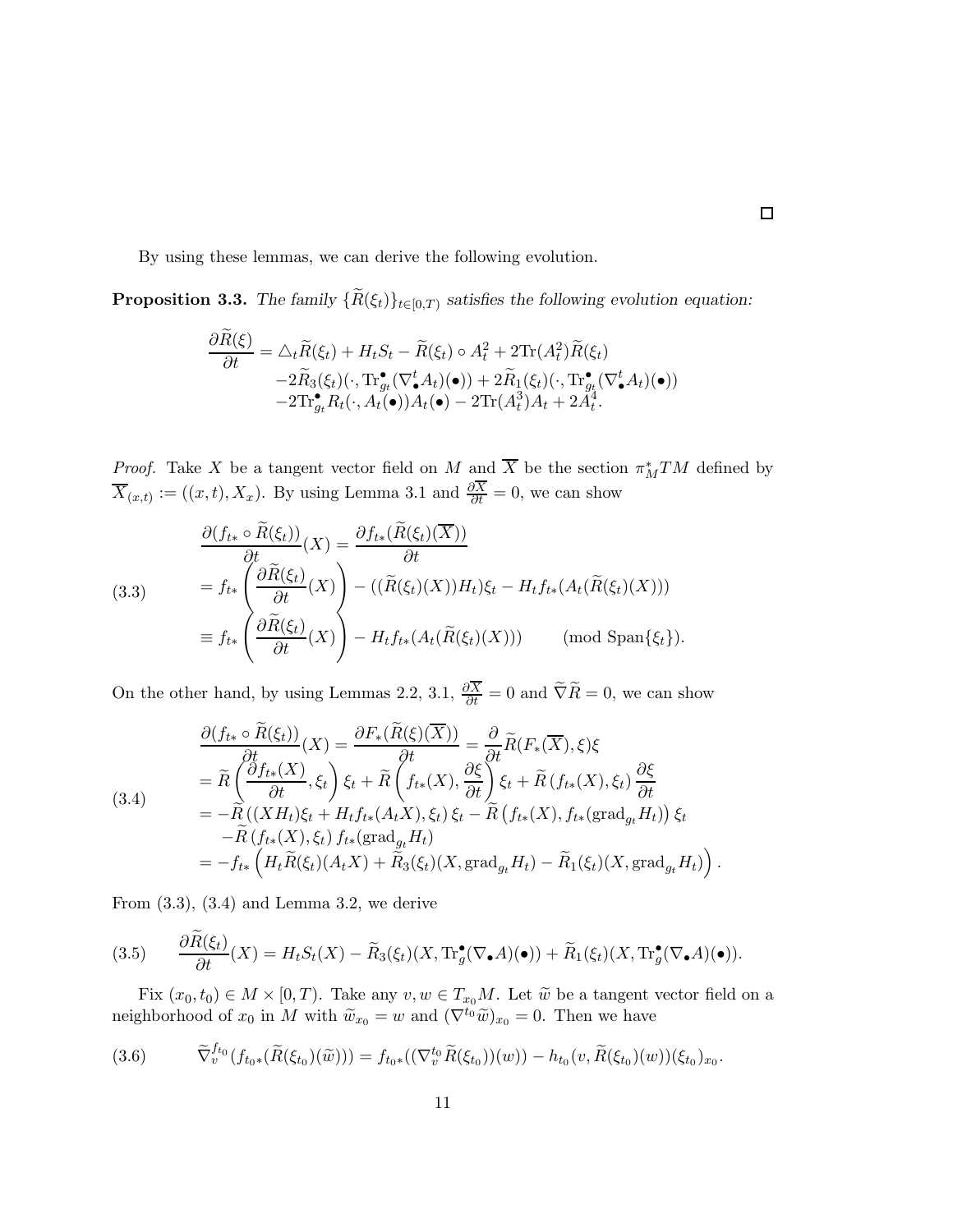$\square$

By using these lemmas, we can derive the following evolution.

**Proposition 3.3.** *The family $\{\widetilde{R}(\xi_t)\}_{t\in[0,T)}$ satisfies the following evolution equation:*

$$
\begin{aligned}
\frac{\partial \widetilde{R}(\xi)}{\partial t} &= \triangle_t \widetilde{R}(\xi_t) + H_t S_t - \widetilde{R}(\xi_t)\circ A_t^2 + 2\mathrm{Tr}(A_t^2)\widetilde{R}(\xi_t) \\
&\quad -2\widetilde{R}_3(\xi_t)(\cdot, \mathrm{Tr}^{\bullet}_{g_t}(\nabla^t_{\bullet} A_t)(\bullet)) + 2\widetilde{R}_1(\xi_t)(\cdot, \mathrm{Tr}^{\bullet}_{g_t}(\nabla^t_{\bullet} A_t)(\bullet)) \\
&\quad -2\mathrm{Tr}^{\bullet}_{g_t} R_t(\cdot, A_t(\bullet))A_t(\bullet) - 2\mathrm{Tr}(A_t^3)A_t + 2A_t^4.
\end{aligned}
$$

*Proof.* Take $X$ be a tangent vector field on $M$ and $\overline{X}$ be the section $\pi_M^* TM$ defined by $\overline{X}_{(x,t)} := ((x,t), X_x)$. By using Lemma 3.1 and $\frac{\partial \overline{X}}{\partial t} = 0$, we can show

$$
\begin{aligned}
\frac{\partial (f_{t*}\circ \widetilde{R}(\xi_t))}{\partial t}(X) &= \frac{\partial f_{t*}(\widetilde{R}(\xi_t)(\overline{X}))}{\partial t} \\
&= f_{t*}\left(\frac{\partial \widetilde{R}(\xi_t)}{\partial t}(X)\right) - ((\widetilde{R}(\xi_t)(X))H_t)\xi_t - H_t f_{t*}(A_t(\widetilde{R}(\xi_t)(X))) \\
&\equiv f_{t*}\left(\frac{\partial \widetilde{R}(\xi_t)}{\partial t}(X)\right) - H_t f_{t*}(A_t(\widetilde{R}(\xi_t)(X))) \qquad (\mathrm{mod}\ \mathrm{Span}\{\xi_t\}).
\end{aligned} \tag{3.3}
$$

On the other hand, by using Lemmas 2.2, 3.1, $\frac{\partial \overline{X}}{\partial t} = 0$ and $\widetilde{\nabla}\widetilde{R} = 0$, we can show

$$
\begin{aligned}
\frac{\partial (f_{t*}\circ \widetilde{R}(\xi_t))}{\partial t}(X) &= \frac{\partial F_*(\widetilde{R}(\xi)(\overline{X}))}{\partial t} = \frac{\partial}{\partial t}\widetilde{R}(F_*(\overline{X}), \xi)\xi \\
&= \widetilde{R}\left(\frac{\partial f_{t*}(X)}{\partial t}, \xi_t\right)\xi_t + \widetilde{R}\left(f_{t*}(X), \frac{\partial \xi}{\partial t}\right)\xi_t + \widetilde{R}\left(f_{t*}(X), \xi_t\right)\frac{\partial \xi}{\partial t} \\
&= -\widetilde{R}\left((XH_t)\xi_t + H_t f_{t*}(A_t X), \xi_t\right)\xi_t - \widetilde{R}\left(f_{t*}(X), f_{t*}(\mathrm{grad}_{g_t} H_t)\right)\xi_t \\
&\quad -\widetilde{R}\left(f_{t*}(X), \xi_t\right) f_{t*}(\mathrm{grad}_{g_t} H_t) \\
&= -f_{t*}\left(H_t \widetilde{R}(\xi_t)(A_t X) + \widetilde{R}_3(\xi_t)(X, \mathrm{grad}_{g_t} H_t) - \widetilde{R}_1(\xi_t)(X, \mathrm{grad}_{g_t} H_t)\right).
\end{aligned} \tag{3.4}
$$

From (3.3), (3.4) and Lemma 3.2, we derive

$$
\frac{\partial \widetilde{R}(\xi_t)}{\partial t}(X) = H_t S_t(X) - \widetilde{R}_3(\xi_t)(X, \mathrm{Tr}^{\bullet}_g(\nabla_{\bullet} A)(\bullet)) + \widetilde{R}_1(\xi_t)(X, \mathrm{Tr}^{\bullet}_g(\nabla_{\bullet} A)(\bullet)). \tag{3.5}
$$

Fix $(x_0, t_0) \in M \times [0,T)$. Take any $v, w \in T_{x_0}M$. Let $\widetilde{w}$ be a tangent vector field on a neighborhood of $x_0$ in $M$ with $\widetilde{w}_{x_0} = w$ and $(\nabla^{t_0}\widetilde{w})_{x_0} = 0$. Then we have

$$
\widetilde{\nabla}^{f_{t_0}}_v (f_{t_0*}(\widetilde{R}(\xi_{t_0})(\widetilde{w}))) = f_{t_0*}((\nabla^{t_0}_v \widetilde{R}(\xi_{t_0}))(w)) - h_{t_0}(v, \widetilde{R}(\xi_{t_0})(w))(\xi_{t_0})_{x_0}. \tag{3.6}
$$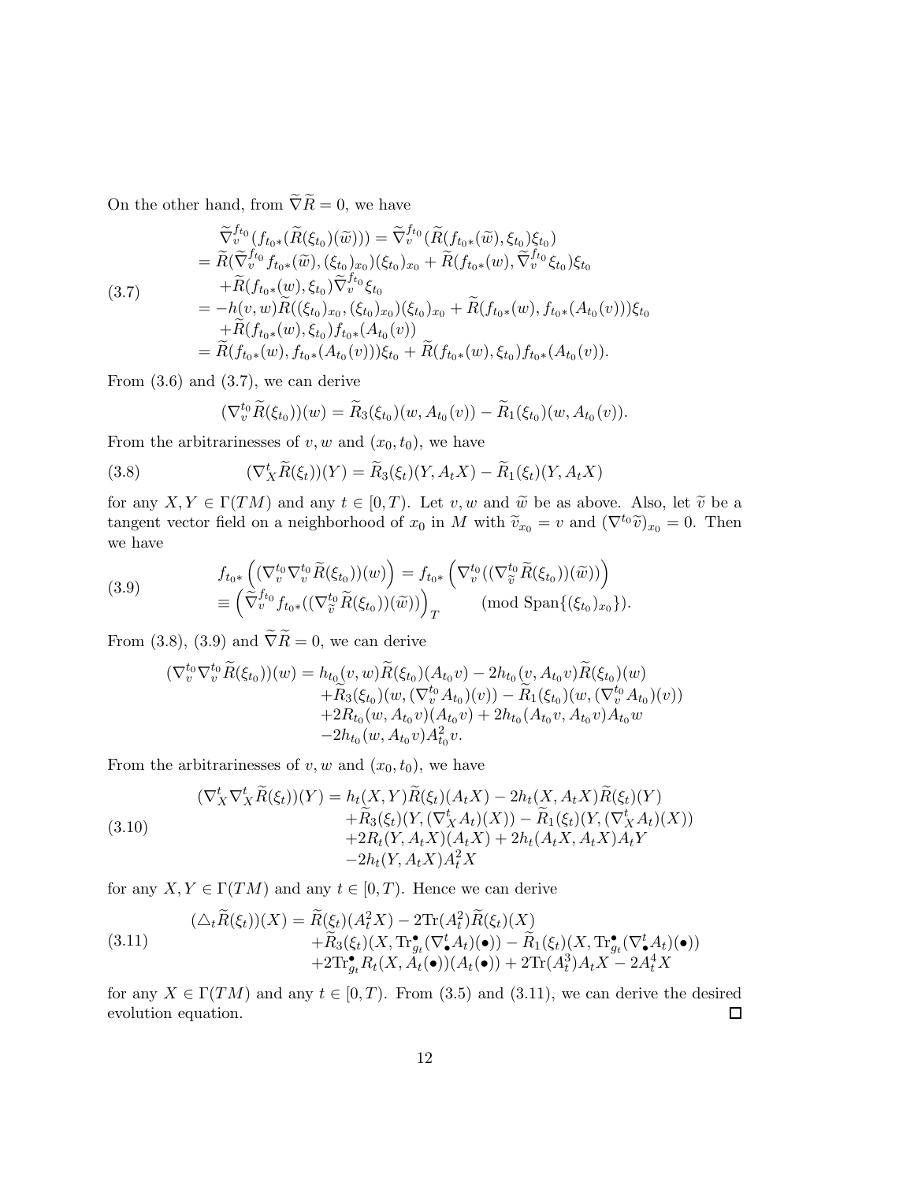On the other hand, from $\widetilde{\nabla}\widetilde{R}=0$, we have

$$
\begin{aligned}
&\widetilde{\nabla}^{f_{t_0}}_v(f_{t_0*}(\widetilde{R}(\xi_{t_0})(\widetilde{w})))=\widetilde{\nabla}^{f_{t_0}}_v(\widetilde{R}(f_{t_0*}(\widetilde{w}),\xi_{t_0})\xi_{t_0})\\
&=\widetilde{R}(\widetilde{\nabla}^{f_{t_0}}_v f_{t_0*}(\widetilde{w}),(\xi_{t_0})_{x_0})(\xi_{t_0})_{x_0}+\widetilde{R}(f_{t_0*}(w),\widetilde{\nabla}^{f_{t_0}}_v\xi_{t_0})\xi_{t_0}\\
&\quad+\widetilde{R}(f_{t_0*}(w),\xi_{t_0})\widetilde{\nabla}^{f_{t_0}}_v\xi_{t_0}\\
&=-h(v,w)\widetilde{R}((\xi_{t_0})_{x_0},(\xi_{t_0})_{x_0})(\xi_{t_0})_{x_0}+\widetilde{R}(f_{t_0*}(w),f_{t_0*}(A_{t_0}(v)))\xi_{t_0}\\
&\quad+\widetilde{R}(f_{t_0*}(w),\xi_{t_0})f_{t_0*}(A_{t_0}(v))\\
&=\widetilde{R}(f_{t_0*}(w),f_{t_0*}(A_{t_0}(v)))\xi_{t_0}+\widetilde{R}(f_{t_0*}(w),\xi_{t_0})f_{t_0*}(A_{t_0}(v)).
\end{aligned}
\tag{3.7}
$$

From (3.6) and (3.7), we can derive

$$
(\nabla^{t_0}_v\widetilde{R}(\xi_{t_0}))(w)=\widetilde{R}_3(\xi_{t_0})(w,A_{t_0}(v))-\widetilde{R}_1(\xi_{t_0})(w,A_{t_0}(v)).
$$

From the arbitrarinesses of $v,w$ and $(x_0,t_0)$, we have

$$
(\nabla^t_X\widetilde{R}(\xi_t))(Y)=\widetilde{R}_3(\xi_t)(Y,A_tX)-\widetilde{R}_1(\xi_t)(Y,A_tX)
\tag{3.8}
$$

for any $X,Y\in\Gamma(TM)$ and any $t\in[0,T)$. Let $v,w$ and $\widetilde{w}$ be as above. Also, let $\widetilde{v}$ be a tangent vector field on a neighborhood of $x_0$ in $M$ with $\widetilde{v}_{x_0}=v$ and $(\nabla^{t_0}\widetilde{v})_{x_0}=0$. Then we have

$$
\begin{aligned}
&f_{t_0*}\left((\nabla^{t_0}_v\nabla^{t_0}_v\widetilde{R}(\xi_{t_0}))(w)\right)=f_{t_0*}\left(\nabla^{t_0}_v((\nabla^{t_0}_{\widetilde{v}}\widetilde{R}(\xi_{t_0}))(\widetilde{w}))\right)\\
&\equiv\left(\widetilde{\nabla}^{f_{t_0}}_v f_{t_0*}((\nabla^{t_0}_{\widetilde{v}}\widetilde{R}(\xi_{t_0}))(\widetilde{w}))\right)_T\qquad(\mathrm{mod}\ \mathrm{Span}\{(\xi_{t_0})_{x_0}\}).
\end{aligned}
\tag{3.9}
$$

From (3.8), (3.9) and $\widetilde{\nabla}\widetilde{R}=0$, we can derive

$$
\begin{aligned}
(\nabla^{t_0}_v\nabla^{t_0}_v\widetilde{R}(\xi_{t_0}))(w)=&\,h_{t_0}(v,w)\widetilde{R}(\xi_{t_0})(A_{t_0}v)-2h_{t_0}(v,A_{t_0}v)\widetilde{R}(\xi_{t_0})(w)\\
&+\widetilde{R}_3(\xi_{t_0})(w,(\nabla^{t_0}_vA_{t_0})(v))-\widetilde{R}_1(\xi_{t_0})(w,(\nabla^{t_0}_vA_{t_0})(v))\\
&+2R_{t_0}(w,A_{t_0}v)(A_{t_0}v)+2h_{t_0}(A_{t_0}v,A_{t_0}v)A_{t_0}w\\
&-2h_{t_0}(w,A_{t_0}v)A_{t_0}^2v.
\end{aligned}
$$

From the arbitrarinesses of $v,w$ and $(x_0,t_0)$, we have

$$
\begin{aligned}
(\nabla^t_X\nabla^t_X\widetilde{R}(\xi_t))(Y)=&\,h_t(X,Y)\widetilde{R}(\xi_t)(A_tX)-2h_t(X,A_tX)\widetilde{R}(\xi_t)(Y)\\
&+\widetilde{R}_3(\xi_t)(Y,(\nabla^t_XA_t)(X))-\widetilde{R}_1(\xi_t)(Y,(\nabla^t_XA_t)(X))\\
&+2R_t(Y,A_tX)(A_tX)+2h_t(A_tX,A_tX)A_tY\\
&-2h_t(Y,A_tX)A_t^2X
\end{aligned}
\tag{3.10}
$$

for any $X,Y\in\Gamma(TM)$ and any $t\in[0,T)$. Hence we can derive

$$
\begin{aligned}
(\triangle_t\widetilde{R}(\xi_t))(X)=&\,\widetilde{R}(\xi_t)(A_t^2X)-2\mathrm{Tr}(A_t^2)\widetilde{R}(\xi_t)(X)\\
&+\widetilde{R}_3(\xi_t)(X,\mathrm{Tr}^{\bullet}_{g_t}(\nabla^t_{\bullet}A_t)(\bullet))-\widetilde{R}_1(\xi_t)(X,\mathrm{Tr}^{\bullet}_{g_t}(\nabla^t_{\bullet}A_t)(\bullet))\\
&+2\mathrm{Tr}^{\bullet}_{g_t}R_t(X,A_t(\bullet))(A_t(\bullet))+2\mathrm{Tr}(A_t^3)A_tX-2A_t^4X
\end{aligned}
\tag{3.11}
$$

for any $X\in\Gamma(TM)$ and any $t\in[0,T)$. From (3.5) and (3.11), we can derive the desired evolution equation. $\square$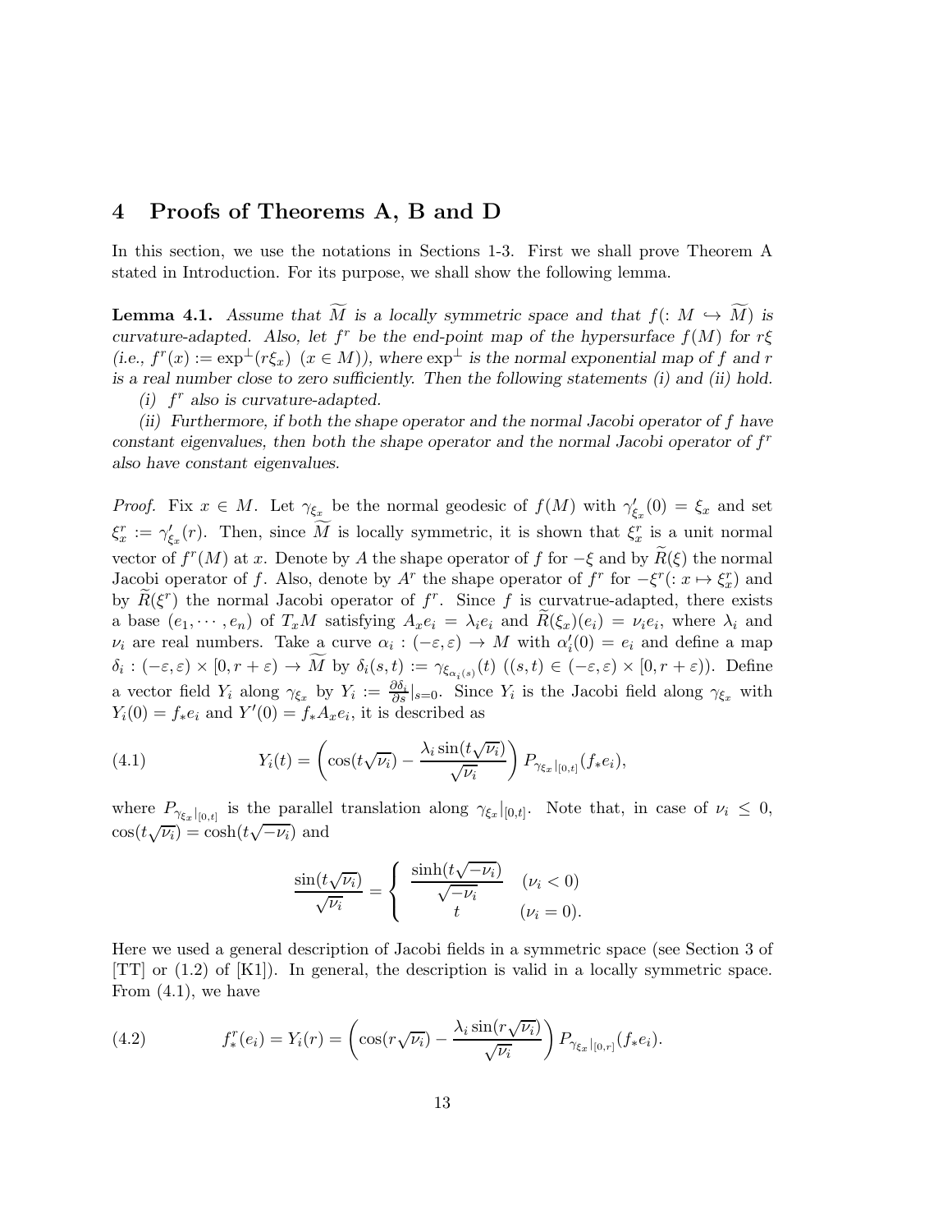## 4 Proofs of Theorems A, B and D

In this section, we use the notations in Sections 1-3. First we shall prove Theorem A stated in Introduction. For its purpose, we shall show the following lemma.

**Lemma 4.1.** *Assume that $\widetilde{M}$ is a locally symmetric space and that $f(: M \hookrightarrow \widetilde{M})$ is curvature-adapted. Also, let $f^r$ be the end-point map of the hypersurface $f(M)$ for $r\xi$ (i.e., $f^r(x) := \exp^\perp(r\xi_x)\ (x \in M)$), where $\exp^\perp$ is the normal exponential map of $f$ and $r$ is a real number close to zero sufficiently. Then the following statements (i) and (ii) hold.*

*(i) $f^r$ also is curvature-adapted.*

*(ii) Furthermore, if both the shape operator and the normal Jacobi operator of $f$ have constant eigenvalues, then both the shape operator and the normal Jacobi operator of $f^r$ also have constant eigenvalues.*

*Proof.* Fix $x \in M$. Let $\gamma_{\xi_x}$ be the normal geodesic of $f(M)$ with $\gamma'_{\xi_x}(0) = \xi_x$ and set $\xi^r_x := \gamma'_{\xi_x}(r)$. Then, since $\widetilde{M}$ is locally symmetric, it is shown that $\xi^r_x$ is a unit normal vector of $f^r(M)$ at $x$. Denote by $A$ the shape operator of $f$ for $-\xi$ and by $\widetilde{R}(\xi)$ the normal Jacobi operator of $f$. Also, denote by $A^r$ the shape operator of $f^r$ for $-\xi^r(: x \mapsto \xi^r_x)$ and by $\widetilde{R}(\xi^r)$ the normal Jacobi operator of $f^r$. Since $f$ is curvatrue-adapted, there exists a base $(e_1, \cdots, e_n)$ of $T_xM$ satisfying $A_x e_i = \lambda_i e_i$ and $\widetilde{R}(\xi_x)(e_i) = \nu_i e_i$, where $\lambda_i$ and $\nu_i$ are real numbers. Take a curve $\alpha_i : (-\varepsilon, \varepsilon) \to M$ with $\alpha'_i(0) = e_i$ and define a map $\delta_i : (-\varepsilon, \varepsilon) \times [0, r+\varepsilon) \to \widetilde{M}$ by $\delta_i(s,t) := \gamma_{\xi_{\alpha_i(s)}}(t)\ ((s,t) \in (-\varepsilon, \varepsilon) \times [0, r+\varepsilon))$. Define a vector field $Y_i$ along $\gamma_{\xi_x}$ by $Y_i := \frac{\partial \delta_i}{\partial s}|_{s=0}$. Since $Y_i$ is the Jacobi field along $\gamma_{\xi_x}$ with $Y_i(0) = f_* e_i$ and $Y'(0) = f_* A_x e_i$, it is described as

$$Y_i(t) = \left( \cos(t\sqrt{\nu_i}) - \frac{\lambda_i \sin(t\sqrt{\nu_i})}{\sqrt{\nu_i}} \right) P_{\gamma_{\xi_x}|_{[0,t]}}(f_* e_i), \tag{4.1}$$

where $P_{\gamma_{\xi_x}|_{[0,t]}}$ is the parallel translation along $\gamma_{\xi_x}|_{[0,t]}$. Note that, in case of $\nu_i \leq 0$, $\cos(t\sqrt{\nu_i}) = \cosh(t\sqrt{-\nu_i})$ and

$$\frac{\sin(t\sqrt{\nu_i})}{\sqrt{\nu_i}} = \begin{cases} \dfrac{\sinh(t\sqrt{-\nu_i})}{\sqrt{-\nu_i}} & (\nu_i < 0) \\ t & (\nu_i = 0). \end{cases}$$

Here we used a general description of Jacobi fields in a symmetric space (see Section 3 of [TT] or (1.2) of [K1]). In general, the description is valid in a locally symmetric space. From (4.1), we have

$$f^r_*(e_i) = Y_i(r) = \left( \cos(r\sqrt{\nu_i}) - \frac{\lambda_i \sin(r\sqrt{\nu_i})}{\sqrt{\nu_i}} \right) P_{\gamma_{\xi_x}|_{[0,r]}}(f_* e_i). \tag{4.2}$$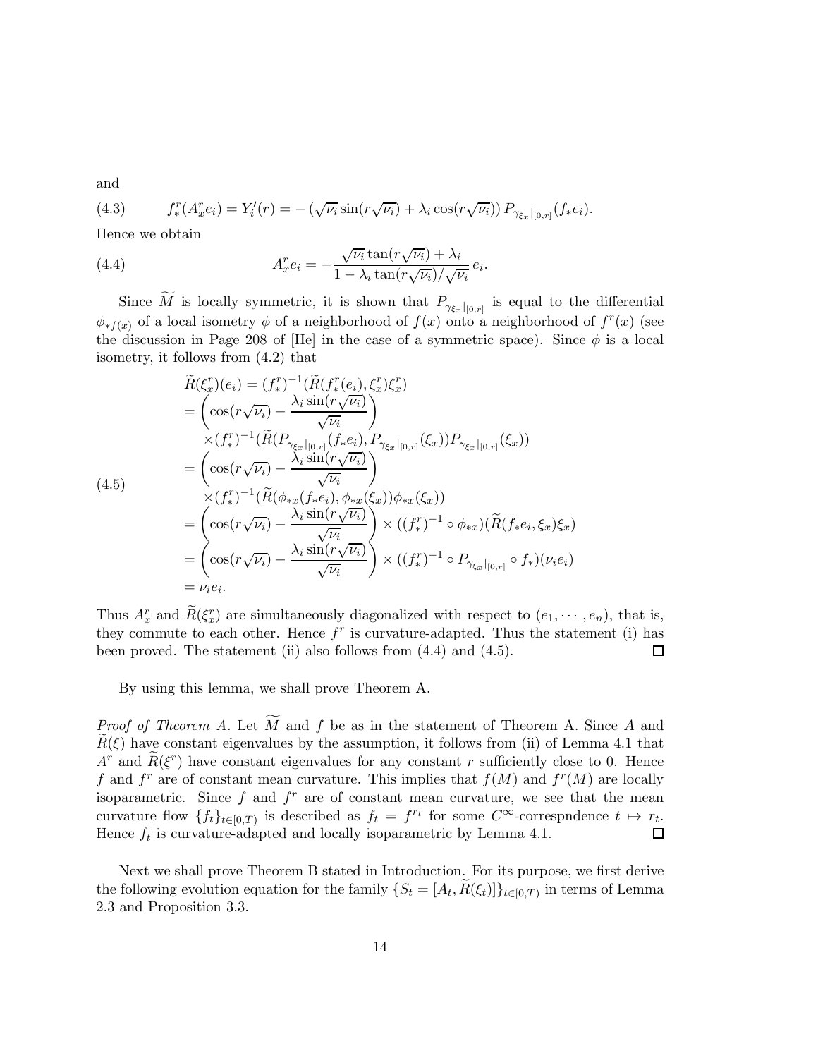and

$$f^r_*(A^r_x e_i) = Y_i'(r) = -\left(\sqrt{\nu_i}\sin(r\sqrt{\nu_i}) + \lambda_i\cos(r\sqrt{\nu_i})\right) P_{\gamma_{\xi_x}|_{[0,r]}}(f_* e_i). \tag{4.3}$$

Hence we obtain

$$A^r_x e_i = -\frac{\sqrt{\nu_i}\tan(r\sqrt{\nu_i}) + \lambda_i}{1 - \lambda_i\tan(r\sqrt{\nu_i})/\sqrt{\nu_i}}\, e_i. \tag{4.4}$$

Since $\widetilde{M}$ is locally symmetric, it is shown that $P_{\gamma_{\xi_x}|_{[0,r]}}$ is equal to the differential $\phi_{*f(x)}$ of a local isometry $\phi$ of a neighborhood of $f(x)$ onto a neighborhood of $f^r(x)$ (see the discussion in Page 208 of [He] in the case of a symmetric space). Since $\phi$ is a local isometry, it follows from (4.2) that

$$\begin{aligned}
&\widetilde{R}(\xi^r_x)(e_i) = (f^r_*)^{-1}(\widetilde{R}(f^r_*(e_i), \xi^r_x)\xi^r_x) \\
&= \left(\cos(r\sqrt{\nu_i}) - \frac{\lambda_i\sin(r\sqrt{\nu_i})}{\sqrt{\nu_i}}\right) \\
&\quad \times (f^r_*)^{-1}(\widetilde{R}(P_{\gamma_{\xi_x}|_{[0,r]}}(f_* e_i), P_{\gamma_{\xi_x}|_{[0,r]}}(\xi_x))P_{\gamma_{\xi_x}|_{[0,r]}}(\xi_x)) \\
&= \left(\cos(r\sqrt{\nu_i}) - \frac{\lambda_i\sin(r\sqrt{\nu_i})}{\sqrt{\nu_i}}\right) \\
&\quad \times (f^r_*)^{-1}(\widetilde{R}(\phi_{*x}(f_* e_i), \phi_{*x}(\xi_x))\phi_{*x}(\xi_x)) \\
&= \left(\cos(r\sqrt{\nu_i}) - \frac{\lambda_i\sin(r\sqrt{\nu_i})}{\sqrt{\nu_i}}\right) \times ((f^r_*)^{-1}\circ\phi_{*x})(\widetilde{R}(f_* e_i, \xi_x)\xi_x) \\
&= \left(\cos(r\sqrt{\nu_i}) - \frac{\lambda_i\sin(r\sqrt{\nu_i})}{\sqrt{\nu_i}}\right) \times ((f^r_*)^{-1}\circ P_{\gamma_{\xi_x}|_{[0,r]}}\circ f_*)(\nu_i e_i) \\
&= \nu_i e_i.
\end{aligned} \tag{4.5}$$

Thus $A^r_x$ and $\widetilde{R}(\xi^r_x)$ are simultaneously diagonalized with respect to $(e_1, \cdots, e_n)$, that is, they commute to each other. Hence $f^r$ is curvature-adapted. Thus the statement (i) has been proved. The statement (ii) also follows from (4.4) and (4.5). $\square$

By using this lemma, we shall prove Theorem A.

*Proof of Theorem A.* Let $\widetilde{M}$ and $f$ be as in the statement of Theorem A. Since $A$ and $\widetilde{R}(\xi)$ have constant eigenvalues by the assumption, it follows from (ii) of Lemma 4.1 that $A^r$ and $\widetilde{R}(\xi^r)$ have constant eigenvalues for any constant $r$ sufficiently close to 0. Hence $f$ and $f^r$ are of constant mean curvature. This implies that $f(M)$ and $f^r(M)$ are locally isoparametric. Since $f$ and $f^r$ are of constant mean curvature, we see that the mean curvature flow $\{f_t\}_{t\in[0,T)}$ is described as $f_t = f^{r_t}$ for some $C^\infty$-correspndence $t \mapsto r_t$. Hence $f_t$ is curvature-adapted and locally isoparametric by Lemma 4.1. $\square$

Next we shall prove Theorem B stated in Introduction. For its purpose, we first derive the following evolution equation for the family $\{S_t = [A_t, \widetilde{R}(\xi_t)]\}_{t\in[0,T)}$ in terms of Lemma 2.3 and Proposition 3.3.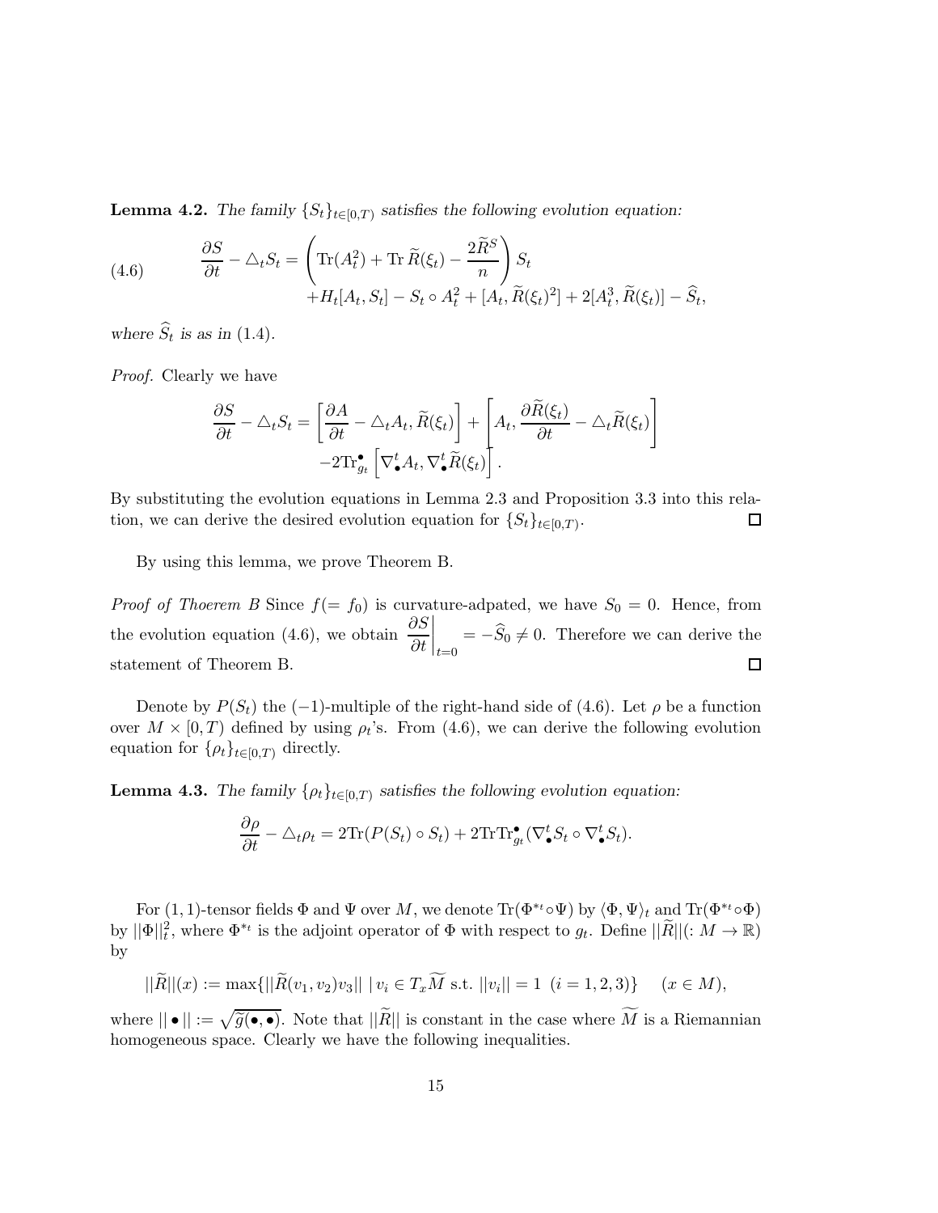**Lemma 4.2.** *The family $\{S_t\}_{t\in[0,T)}$ satisfies the following evolution equation:*

$$\frac{\partial S}{\partial t} - \triangle_t S_t = \left(\mathrm{Tr}(A_t^2) + \mathrm{Tr}\,\widetilde{R}(\xi_t) - \frac{2\widetilde{R}^S}{n}\right) S_t \tag{4.6}$$
$$+H_t[A_t, S_t] - S_t \circ A_t^2 + [A_t, \widetilde{R}(\xi_t)^2] + 2[A_t^3, \widetilde{R}(\xi_t)] - \widehat{S}_t,$$

*where $\widehat{S}_t$ is as in* (1.4).

*Proof.* Clearly we have

$$\frac{\partial S}{\partial t} - \triangle_t S_t = \left[\frac{\partial A}{\partial t} - \triangle_t A_t, \widetilde{R}(\xi_t)\right] + \left[A_t, \frac{\partial \widetilde{R}(\xi_t)}{\partial t} - \triangle_t \widetilde{R}(\xi_t)\right]$$
$$-2\mathrm{Tr}^{\bullet}_{g_t}\left[\nabla^t_{\bullet} A_t, \nabla^t_{\bullet}\widetilde{R}(\xi_t)\right].$$

By substituting the evolution equations in Lemma 2.3 and Proposition 3.3 into this relation, we can derive the desired evolution equation for $\{S_t\}_{t\in[0,T)}$. □

By using this lemma, we prove Theorem B.

*Proof of Thoerem B* Since $f(=f_0)$ is curvature-adpated, we have $S_0 = 0$. Hence, from the evolution equation (4.6), we obtain $\left.\frac{\partial S}{\partial t}\right|_{t=0} = -\widehat{S}_0 \neq 0$. Therefore we can derive the statement of Theorem B. □

Denote by $P(S_t)$ the $(-1)$-multiple of the right-hand side of (4.6). Let $\rho$ be a function over $M \times [0,T)$ defined by using $\rho_t$'s. From (4.6), we can derive the following evolution equation for $\{\rho_t\}_{t\in[0,T)}$ directly.

**Lemma 4.3.** *The family $\{\rho_t\}_{t\in[0,T)}$ satisfies the following evolution equation:*

$$\frac{\partial \rho}{\partial t} - \triangle_t \rho_t = 2\mathrm{Tr}(P(S_t)\circ S_t) + 2\mathrm{Tr}\mathrm{Tr}^{\bullet}_{g_t}(\nabla^t_{\bullet} S_t \circ \nabla^t_{\bullet} S_t).$$

For $(1,1)$-tensor fields $\Phi$ and $\Psi$ over $M$, we denote $\mathrm{Tr}(\Phi^{*_t}\circ\Psi)$ by $\langle \Phi, \Psi\rangle_t$ and $\mathrm{Tr}(\Phi^{*_t}\circ\Phi)$ by $||\Phi||_t^2$, where $\Phi^{*_t}$ is the adjoint operator of $\Phi$ with respect to $g_t$. Define $||\widetilde{R}||(: M \to \mathbb{R})$ by

$$||\widetilde{R}||(x) := \max\{||\widetilde{R}(v_1, v_2)v_3|| \mid v_i \in T_x\widetilde{M} \text{ s.t. } ||v_i|| = 1 \ \ (i = 1,2,3)\} \quad (x \in M),$$

where $||\bullet|| := \sqrt{\widetilde{g}(\bullet, \bullet)}$. Note that $||\widetilde{R}||$ is constant in the case where $\widetilde{M}$ is a Riemannian homogeneous space. Clearly we have the following inequalities.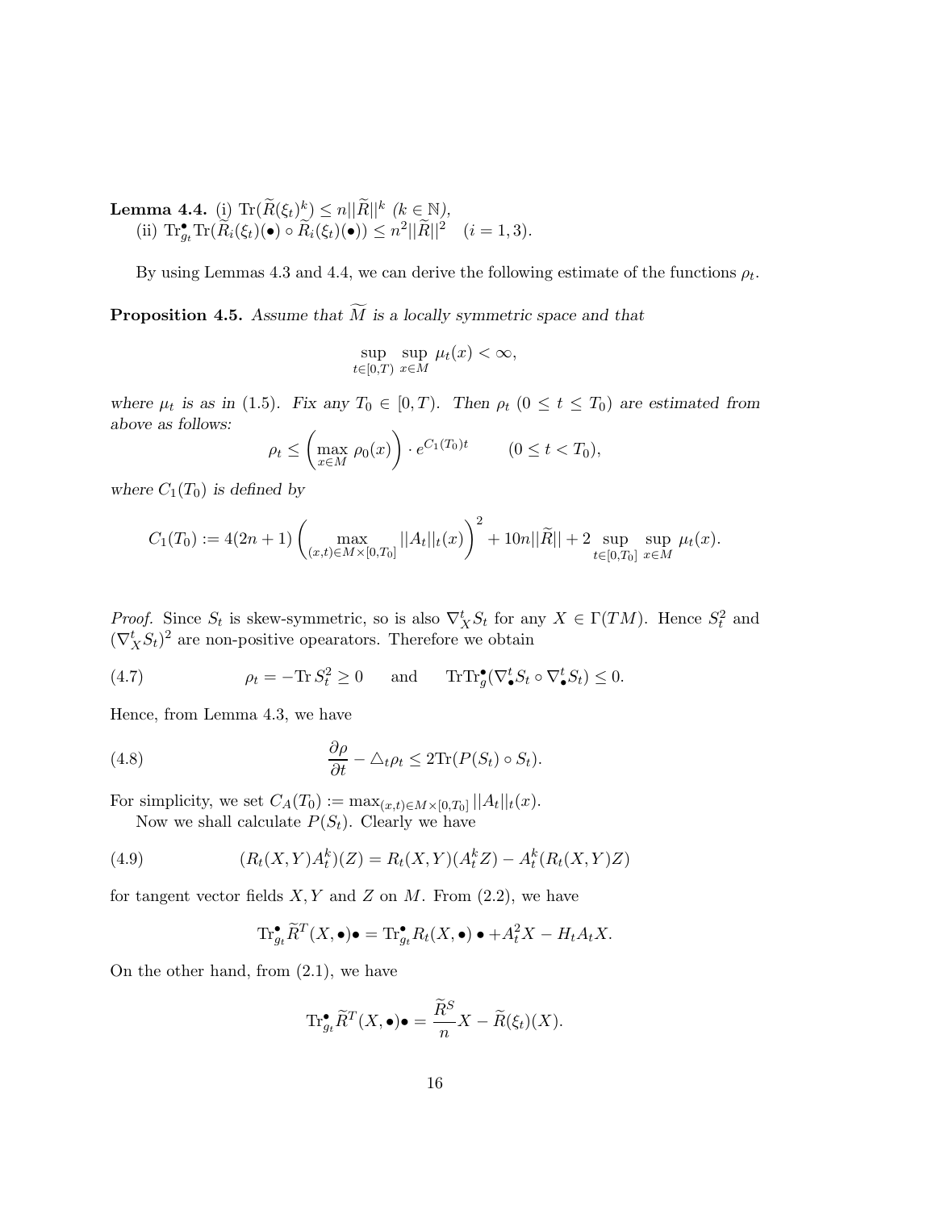**Lemma 4.4.** (i) $\mathrm{Tr}(\widetilde{R}(\xi_t)^k) \leq n||\widetilde{R}||^k$ $(k \in \mathbb{N})$,
(ii) $\mathrm{Tr}^{\bullet}_{g_t}\mathrm{Tr}(\widetilde{R}_i(\xi_t)(\bullet) \circ \widetilde{R}_i(\xi_t)(\bullet)) \leq n^2||\widetilde{R}||^2 \quad (i = 1, 3)$.

By using Lemmas 4.3 and 4.4, we can derive the following estimate of the functions $\rho_t$.

**Proposition 4.5.** *Assume that $\widetilde{M}$ is a locally symmetric space and that*

$$\sup_{t\in[0,T)} \sup_{x\in M} \mu_t(x) < \infty,$$

*where $\mu_t$ is as in (1.5). Fix any $T_0 \in [0, T)$. Then $\rho_t$ $(0 \leq t \leq T_0)$ are estimated from above as follows:*

$$\rho_t \leq \left(\max_{x\in M} \rho_0(x)\right) \cdot e^{C_1(T_0)t} \qquad (0 \leq t < T_0),$$

*where $C_1(T_0)$ is defined by*

$$C_1(T_0) := 4(2n+1)\left(\max_{(x,t)\in M\times[0,T_0]} ||A_t||_t(x)\right)^2 + 10n||\widetilde{R}|| + 2\sup_{t\in[0,T_0]} \sup_{x\in M} \mu_t(x).$$

*Proof.* Since $S_t$ is skew-symmetric, so is also $\nabla^t_X S_t$ for any $X \in \Gamma(TM)$. Hence $S_t^2$ and $(\nabla^t_X S_t)^2$ are non-positive opearators. Therefore we obtain

$$\rho_t = -\mathrm{Tr}\, S_t^2 \geq 0 \quad \text{ and } \quad \mathrm{Tr}\mathrm{Tr}^{\bullet}_g(\nabla^t_{\bullet} S_t \circ \nabla^t_{\bullet} S_t) \leq 0. \tag{4.7}$$

Hence, from Lemma 4.3, we have

$$\frac{\partial \rho}{\partial t} - \triangle_t \rho_t \leq 2\mathrm{Tr}(P(S_t) \circ S_t). \tag{4.8}$$

For simplicity, we set $C_A(T_0) := \max_{(x,t)\in M\times[0,T_0]} ||A_t||_t(x)$.

Now we shall calculate $P(S_t)$. Clearly we have

$$(R_t(X,Y)A_t^k)(Z) = R_t(X,Y)(A_t^k Z) - A_t^k(R_t(X,Y)Z) \tag{4.9}$$

for tangent vector fields $X, Y$ and $Z$ on $M$. From (2.2), we have

$$\mathrm{Tr}^{\bullet}_{g_t} \widetilde{R}^T(X, \bullet)\bullet = \mathrm{Tr}^{\bullet}_{g_t} R_t(X, \bullet)\bullet + A_t^2 X - H_t A_t X.$$

On the other hand, from (2.1), we have

$$\mathrm{Tr}^{\bullet}_{g_t} \widetilde{R}^T(X, \bullet)\bullet = \frac{\widetilde{R}^S}{n} X - \widetilde{R}(\xi_t)(X).$$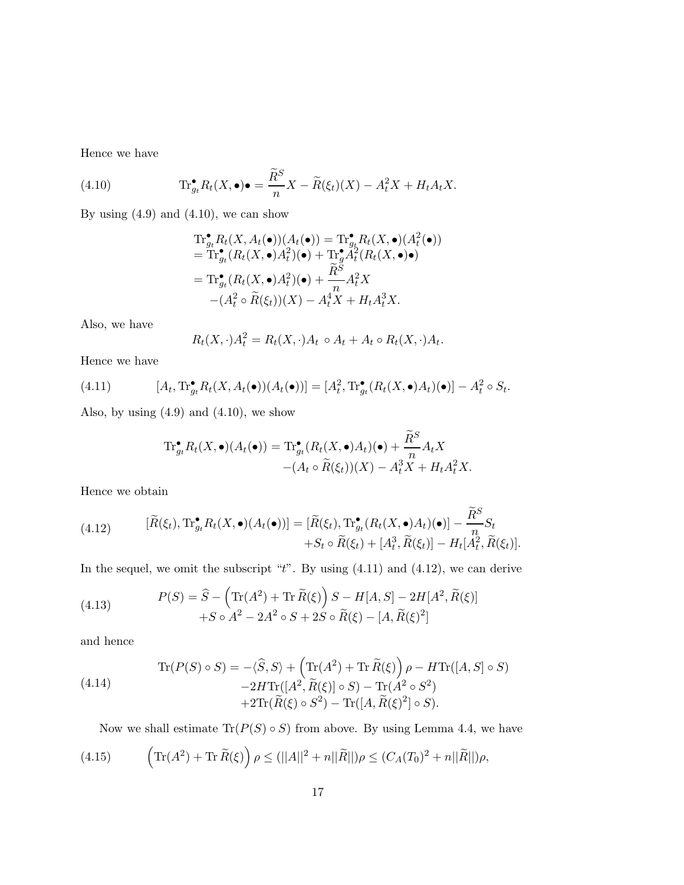Hence we have

$$
\mathrm{Tr}^{\bullet}_{g_t} R_t(X, \bullet)\bullet = \frac{\widetilde{R}^S}{n} X - \widetilde{R}(\xi_t)(X) - A_t^2 X + H_t A_t X. \tag{4.10}
$$

By using (4.9) and (4.10), we can show

$$
\begin{aligned}
&\mathrm{Tr}^{\bullet}_{g_t} R_t(X, A_t(\bullet))(A_t(\bullet)) = \mathrm{Tr}^{\bullet}_{g_t} R_t(X, \bullet)(A_t^2(\bullet)) \\
&= \mathrm{Tr}^{\bullet}_{g_t} (R_t(X, \bullet) A_t^2)(\bullet) + \mathrm{Tr}^{\bullet}_{g} A_t^2 (R_t(X, \bullet)\bullet) \\
&= \mathrm{Tr}^{\bullet}_{g_t} (R_t(X, \bullet) A_t^2)(\bullet) + \frac{\widetilde{R}^S}{n} A_t^2 X \\
&\quad -(A_t^2 \circ \widetilde{R}(\xi_t))(X) - A_t^4 X + H_t A_t^3 X.
\end{aligned}
$$

Also, we have

$$
R_t(X, \cdot) A_t^2 = R_t(X, \cdot) A_t \circ A_t + A_t \circ R_t(X, \cdot) A_t.
$$

Hence we have

$$
[A_t, \mathrm{Tr}^{\bullet}_{g_t} R_t(X, A_t(\bullet))(A_t(\bullet))] = [A_t^2, \mathrm{Tr}^{\bullet}_{g_t} (R_t(X, \bullet) A_t)(\bullet)] - A_t^2 \circ S_t. \tag{4.11}
$$

Also, by using (4.9) and (4.10), we show

$$
\begin{aligned}
\mathrm{Tr}^{\bullet}_{g_t} R_t(X, \bullet)(A_t(\bullet)) = &\mathrm{Tr}^{\bullet}_{g_t} (R_t(X, \bullet) A_t)(\bullet) + \frac{\widetilde{R}^S}{n} A_t X \\
&-(A_t \circ \widetilde{R}(\xi_t))(X) - A_t^3 X + H_t A_t^2 X.
\end{aligned}
$$

Hence we obtain

$$
\begin{aligned}
[\widetilde{R}(\xi_t), \mathrm{Tr}^{\bullet}_{g_t} R_t(X, \bullet)(A_t(\bullet))] = &[\widetilde{R}(\xi_t), \mathrm{Tr}^{\bullet}_{g_t} (R_t(X, \bullet) A_t)(\bullet)] - \frac{\widetilde{R}^S}{n} S_t \\
&+ S_t \circ \widetilde{R}(\xi_t) + [A_t^3, \widetilde{R}(\xi_t)] - H_t [A_t^2, \widetilde{R}(\xi_t)].
\end{aligned} \tag{4.12}
$$

In the sequel, we omit the subscript "$t$". By using (4.11) and (4.12), we can derive

$$
\begin{aligned}
P(S) = &\widehat{S} - \left(\mathrm{Tr}(A^2) + \mathrm{Tr}\, \widetilde{R}(\xi)\right) S - H[A, S] - 2H[A^2, \widetilde{R}(\xi)] \\
&+ S \circ A^2 - 2A^2 \circ S + 2S \circ \widetilde{R}(\xi) - [A, \widetilde{R}(\xi)^2]
\end{aligned} \tag{4.13}
$$

and hence

$$
\begin{aligned}
\mathrm{Tr}(P(S) \circ S) = &-\langle \widehat{S}, S \rangle + \left(\mathrm{Tr}(A^2) + \mathrm{Tr}\, \widetilde{R}(\xi)\right) \rho - H \mathrm{Tr}([A, S] \circ S) \\
&- 2H \mathrm{Tr}([A^2, \widetilde{R}(\xi)] \circ S) - \mathrm{Tr}(A^2 \circ S^2) \\
&+ 2\mathrm{Tr}(\widetilde{R}(\xi) \circ S^2) - \mathrm{Tr}([A, \widetilde{R}(\xi)^2] \circ S).
\end{aligned} \tag{4.14}
$$

Now we shall estimate $\mathrm{Tr}(P(S) \circ S)$ from above. By using Lemma 4.4, we have

$$
\left(\mathrm{Tr}(A^2) + \mathrm{Tr}\, \widetilde{R}(\xi)\right) \rho \leq (||A||^2 + n||\widetilde{R}||)\rho \leq (C_A(T_0)^2 + n||\widetilde{R}||)\rho, \tag{4.15}
$$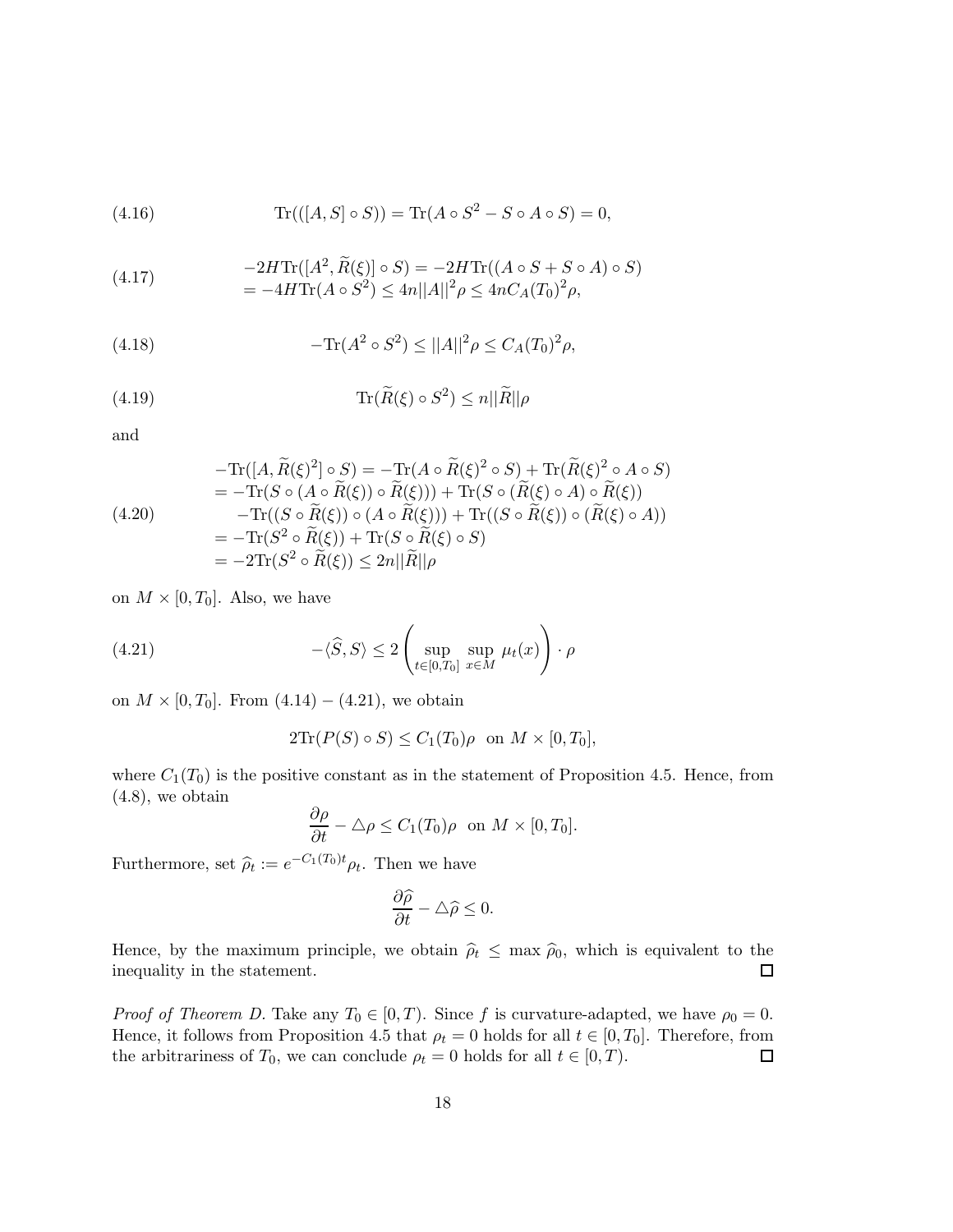$$\mathrm{Tr}(([A,S]\circ S))=\mathrm{Tr}(A\circ S^2-S\circ A\circ S)=0, \tag{4.16}$$

$$\begin{aligned}&-2H\mathrm{Tr}([A^2,\widetilde{R}(\xi)]\circ S)=-2H\mathrm{Tr}((A\circ S+S\circ A)\circ S)\\&=-4H\mathrm{Tr}(A\circ S^2)\leq 4n\|A\|^2\rho\leq 4nC_A(T_0)^2\rho,\end{aligned} \tag{4.17}$$

$$-\mathrm{Tr}(A^2\circ S^2)\leq \|A\|^2\rho\leq C_A(T_0)^2\rho, \tag{4.18}$$

$$\mathrm{Tr}(\widetilde{R}(\xi)\circ S^2)\leq n\|\widetilde{R}\|\rho \tag{4.19}$$

and

$$\begin{aligned}&-\mathrm{Tr}([A,\widetilde{R}(\xi)^2]\circ S)=-\mathrm{Tr}(A\circ\widetilde{R}(\xi)^2\circ S)+\mathrm{Tr}(\widetilde{R}(\xi)^2\circ A\circ S)\\&=-\mathrm{Tr}(S\circ(A\circ\widetilde{R}(\xi))\circ\widetilde{R}(\xi)))+\mathrm{Tr}(S\circ(\widetilde{R}(\xi)\circ A)\circ\widetilde{R}(\xi))\\&\quad-\mathrm{Tr}((S\circ\widetilde{R}(\xi))\circ(A\circ\widetilde{R}(\xi)))+\mathrm{Tr}((S\circ\widetilde{R}(\xi))\circ(\widetilde{R}(\xi)\circ A))\\&=-\mathrm{Tr}(S^2\circ\widetilde{R}(\xi))+\mathrm{Tr}(S\circ\widetilde{R}(\xi)\circ S)\\&=-2\mathrm{Tr}(S^2\circ\widetilde{R}(\xi))\leq 2n\|\widetilde{R}\|\rho\end{aligned} \tag{4.20}$$

on $M\times[0,T_0]$. Also, we have

$$-\langle\widehat{S},S\rangle\leq 2\left(\sup_{t\in[0,T_0]}\sup_{x\in M}\mu_t(x)\right)\cdot\rho \tag{4.21}$$

on $M\times[0,T_0]$. From $(4.14)-(4.21)$, we obtain

$$2\mathrm{Tr}(P(S)\circ S)\leq C_1(T_0)\rho\ \text{ on } M\times[0,T_0],$$

where $C_1(T_0)$ is the positive constant as in the statement of Proposition 4.5. Hence, from (4.8), we obtain

$$\frac{\partial\rho}{\partial t}-\triangle\rho\leq C_1(T_0)\rho\ \text{ on } M\times[0,T_0].$$

Furthermore, set $\widehat{\rho}_t:=e^{-C_1(T_0)t}\rho_t$. Then we have

$$\frac{\partial\widehat{\rho}}{\partial t}-\triangle\widehat{\rho}\leq 0.$$

Hence, by the maximum principle, we obtain $\widehat{\rho}_t\leq\max\widehat{\rho}_0$, which is equivalent to the inequality in the statement. $\square$

*Proof of Theorem D.* Take any $T_0\in[0,T)$. Since $f$ is curvature-adapted, we have $\rho_0=0$. Hence, it follows from Proposition 4.5 that $\rho_t=0$ holds for all $t\in[0,T_0]$. Therefore, from the arbitrariness of $T_0$, we can conclude $\rho_t=0$ holds for all $t\in[0,T)$. $\square$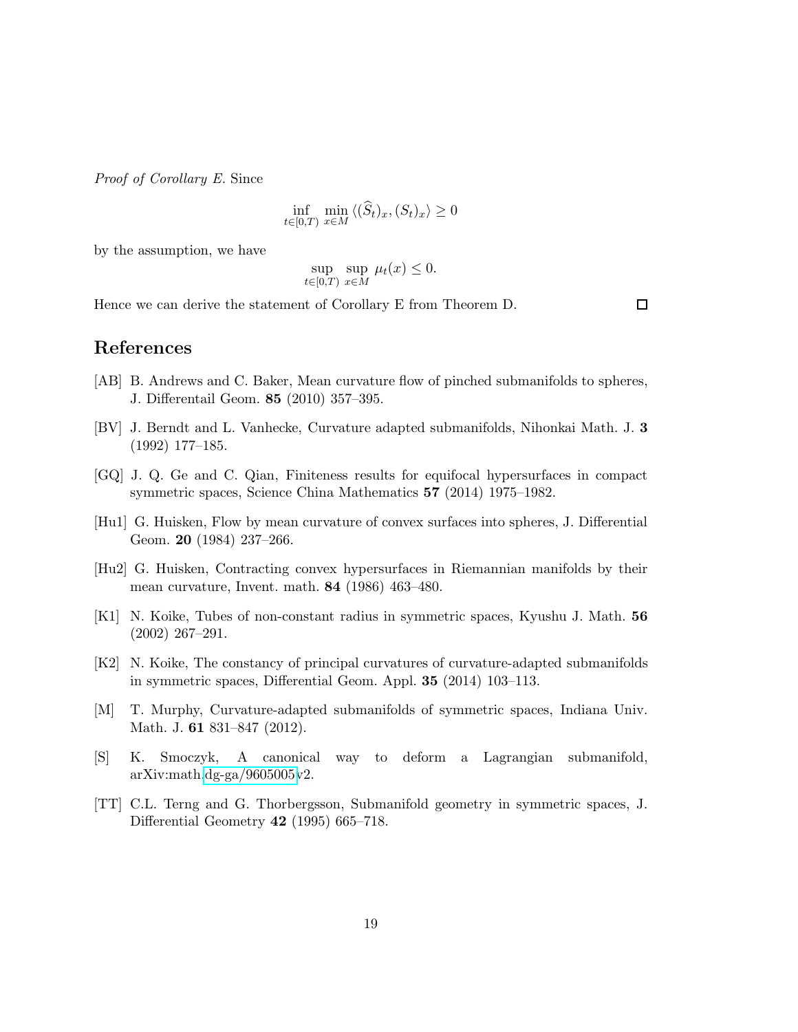*Proof of Corollary E.* Since

$$\inf_{t\in[0,T)}\min_{x\in M}\langle(\widehat{S}_t)_x,(S_t)_x\rangle\geq 0$$

by the assumption, we have

$$\sup_{t\in[0,T)}\sup_{x\in M}\mu_t(x)\leq 0.$$

Hence we can derive the statement of Corollary E from Theorem D. □

## References

[AB] B. Andrews and C. Baker, Mean curvature flow of pinched submanifolds to spheres, J. Differentail Geom. **85** (2010) 357–395.

[BV] J. Berndt and L. Vanhecke, Curvature adapted submanifolds, Nihonkai Math. J. **3** (1992) 177–185.

[GQ] J. Q. Ge and C. Qian, Finiteness results for equifocal hypersurfaces in compact symmetric spaces, Science China Mathematics **57** (2014) 1975–1982.

[Hu1] G. Huisken, Flow by mean curvature of convex surfaces into spheres, J. Differential Geom. **20** (1984) 237–266.

[Hu2] G. Huisken, Contracting convex hypersurfaces in Riemannian manifolds by their mean curvature, Invent. math. **84** (1986) 463–480.

[K1] N. Koike, Tubes of non-constant radius in symmetric spaces, Kyushu J. Math. **56** (2002) 267–291.

[K2] N. Koike, The constancy of principal curvatures of curvature-adapted submanifolds in symmetric spaces, Differential Geom. Appl. **35** (2014) 103–113.

[M] T. Murphy, Curvature-adapted submanifolds of symmetric spaces, Indiana Univ. Math. J. **61** 831–847 (2012).

[S] K. Smoczyk, A canonical way to deform a Lagrangian submanifold, arXiv:math.dg-ga/9605005v2.

[TT] C.L. Terng and G. Thorbergsson, Submanifold geometry in symmetric spaces, J. Differential Geometry **42** (1995) 665–718.